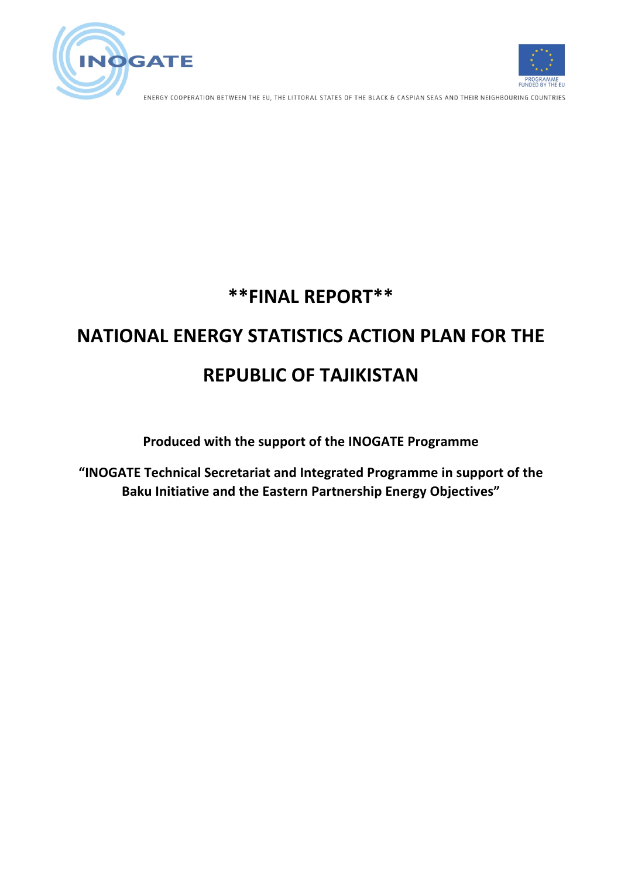INOGATE

PROGRAMME FUNDED BY THE EU

ENERGY COOPERATION BETWEEN THE EU, THE LITTORAL STATES OF THE BLACK & CASPIAN SEAS AND THEIR NEIGHBOURING COUNTRIES

# **FINAL REPORT**

# NATIONAL ENERGY STATISTICS ACTION PLAN FOR THE REPUBLIC OF TAJIKISTAN

**Produced with the support of the INOGATE Programme**

**"INOGATE Technical Secretariat and Integrated Programme in support of the Baku Initiative and the Eastern Partnership Energy Objectives"**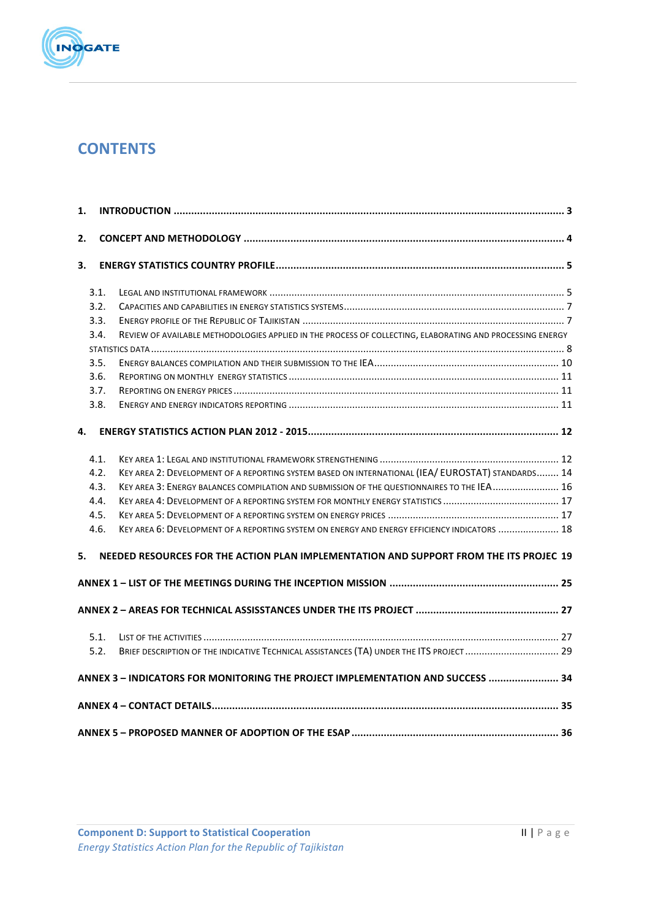# CONTENTS

1. INTRODUCTION ..... 3
2. CONCEPT AND METHODOLOGY ..... 4
3. ENERGY STATISTICS COUNTRY PROFILE ..... 5
   - 3.1. Legal and institutional framework ..... 5
   - 3.2. Capacities and capabilities in energy statistics systems ..... 7
   - 3.3. Energy profile of the Republic of Tajikistan ..... 7
   - 3.4. Review of available methodologies applied in the process of collecting, elaborating and processing energy statistics data ..... 8
   - 3.5. Energy balances compilation and their submission to the IEA ..... 10
   - 3.6. Reporting on monthly energy statistics ..... 11
   - 3.7. Reporting on energy prices ..... 11
   - 3.8. Energy and energy indicators reporting ..... 11
4. ENERGY STATISTICS ACTION PLAN 2012 - 2015 ..... 12
   - 4.1. Key area 1: Legal and institutional framework strengthening ..... 12
   - 4.2. Key area 2: Development of a reporting system based on international (IEA/ EUROSTAT) standards ..... 14
   - 4.3. Key area 3: Energy balances compilation and submission of the questionnaires to the IEA ..... 16
   - 4.4. Key area 4: Development of a reporting system for monthly energy statistics ..... 17
   - 4.5. Key area 5: Development of a reporting system on energy prices ..... 17
   - 4.6. Key area 6: Development of a reporting system on energy and energy efficiency indicators ..... 18
5. NEEDED RESOURCES FOR THE ACTION PLAN IMPLEMENTATION AND SUPPORT FROM THE ITS PROJEC 19

ANNEX 1 – LIST OF THE MEETINGS DURING THE INCEPTION MISSION ..... 25

ANNEX 2 – AREAS FOR TECHNICAL ASSISSTANCES UNDER THE ITS PROJECT ..... 27
   - 5.1. List of the activities ..... 27
   - 5.2. Brief description of the indicative Technical Assistances (TA) under the ITS project ..... 29

ANNEX 3 – INDICATORS FOR MONITORING THE PROJECT IMPLEMENTATION AND SUCCESS ..... 34

ANNEX 4 – CONTACT DETAILS ..... 35

ANNEX 5 – PROPOSED MANNER OF ADOPTION OF THE ESAP ..... 36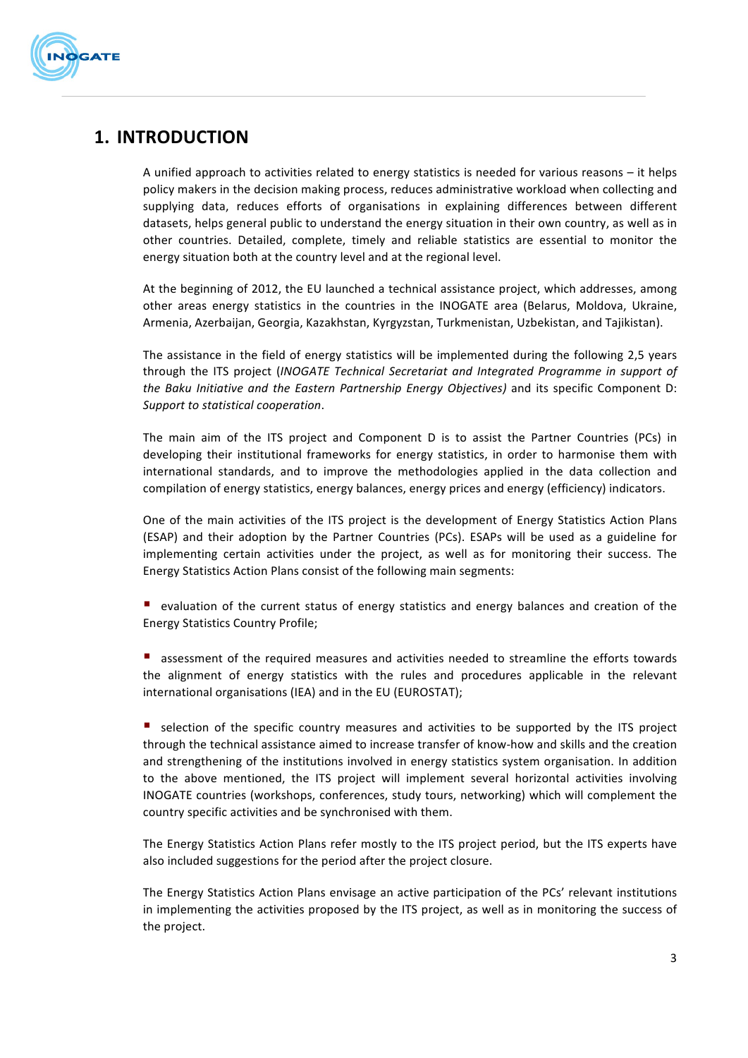# 1. INTRODUCTION

A unified approach to activities related to energy statistics is needed for various reasons – it helps policy makers in the decision making process, reduces administrative workload when collecting and supplying data, reduces efforts of organisations in explaining differences between different datasets, helps general public to understand the energy situation in their own country, as well as in other countries. Detailed, complete, timely and reliable statistics are essential to monitor the energy situation both at the country level and at the regional level.

At the beginning of 2012, the EU launched a technical assistance project, which addresses, among other areas energy statistics in the countries in the INOGATE area (Belarus, Moldova, Ukraine, Armenia, Azerbaijan, Georgia, Kazakhstan, Kyrgyzstan, Turkmenistan, Uzbekistan, and Tajikistan).

The assistance in the field of energy statistics will be implemented during the following 2,5 years through the ITS project (*INOGATE Technical Secretariat and Integrated Programme in support of the Baku Initiative and the Eastern Partnership Energy Objectives)* and its specific Component D: *Support to statistical cooperation*.

The main aim of the ITS project and Component D is to assist the Partner Countries (PCs) in developing their institutional frameworks for energy statistics, in order to harmonise them with international standards, and to improve the methodologies applied in the data collection and compilation of energy statistics, energy balances, energy prices and energy (efficiency) indicators.

One of the main activities of the ITS project is the development of Energy Statistics Action Plans (ESAP) and their adoption by the Partner Countries (PCs). ESAPs will be used as a guideline for implementing certain activities under the project, as well as for monitoring their success. The Energy Statistics Action Plans consist of the following main segments:

- evaluation of the current status of energy statistics and energy balances and creation of the Energy Statistics Country Profile;

- assessment of the required measures and activities needed to streamline the efforts towards the alignment of energy statistics with the rules and procedures applicable in the relevant international organisations (IEA) and in the EU (EUROSTAT);

- selection of the specific country measures and activities to be supported by the ITS project through the technical assistance aimed to increase transfer of know-how and skills and the creation and strengthening of the institutions involved in energy statistics system organisation. In addition to the above mentioned, the ITS project will implement several horizontal activities involving INOGATE countries (workshops, conferences, study tours, networking) which will complement the country specific activities and be synchronised with them.

The Energy Statistics Action Plans refer mostly to the ITS project period, but the ITS experts have also included suggestions for the period after the project closure.

The Energy Statistics Action Plans envisage an active participation of the PCs' relevant institutions in implementing the activities proposed by the ITS project, as well as in monitoring the success of the project.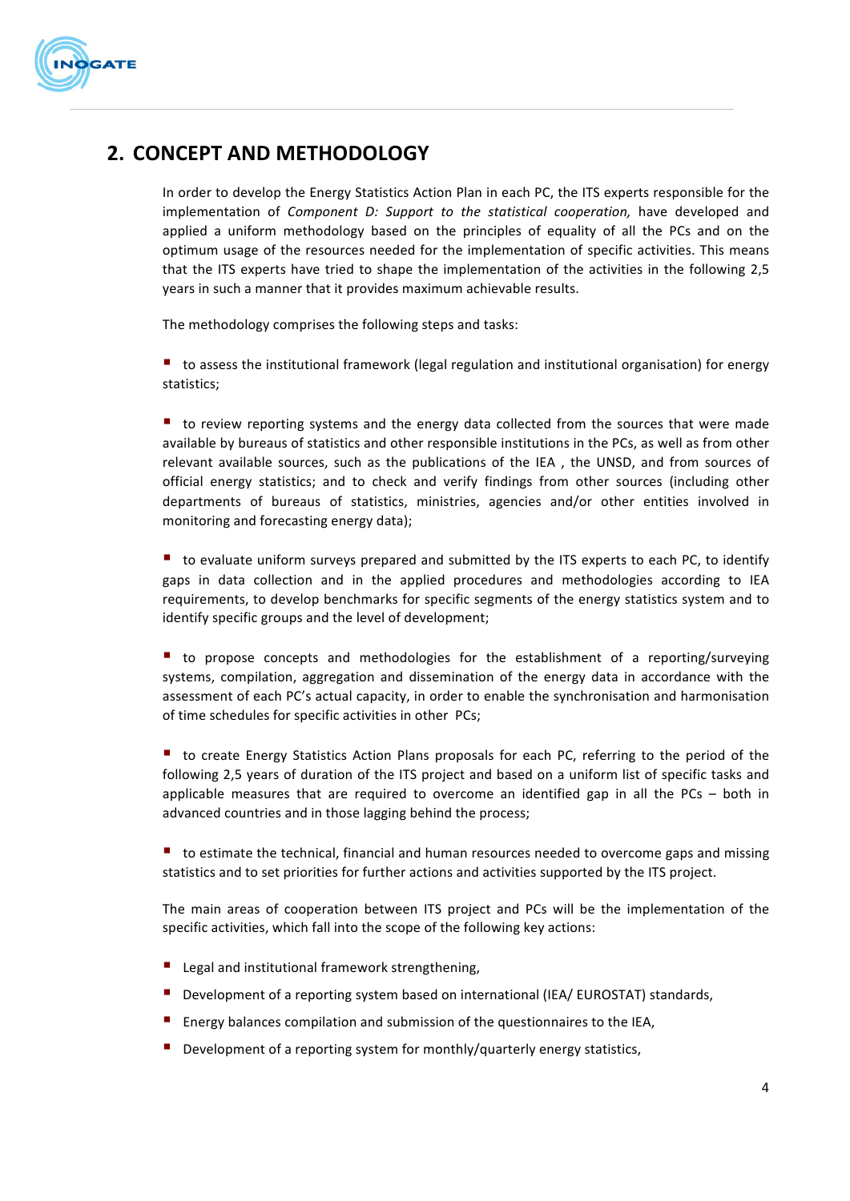## 2. CONCEPT AND METHODOLOGY

In order to develop the Energy Statistics Action Plan in each PC, the ITS experts responsible for the implementation of *Component D: Support to the statistical cooperation,* have developed and applied a uniform methodology based on the principles of equality of all the PCs and on the optimum usage of the resources needed for the implementation of specific activities. This means that the ITS experts have tried to shape the implementation of the activities in the following 2,5 years in such a manner that it provides maximum achievable results.

The methodology comprises the following steps and tasks:

- to assess the institutional framework (legal regulation and institutional organisation) for energy statistics;

- to review reporting systems and the energy data collected from the sources that were made available by bureaus of statistics and other responsible institutions in the PCs, as well as from other relevant available sources, such as the publications of the IEA , the UNSD, and from sources of official energy statistics; and to check and verify findings from other sources (including other departments of bureaus of statistics, ministries, agencies and/or other entities involved in monitoring and forecasting energy data);

- to evaluate uniform surveys prepared and submitted by the ITS experts to each PC, to identify gaps in data collection and in the applied procedures and methodologies according to IEA requirements, to develop benchmarks for specific segments of the energy statistics system and to identify specific groups and the level of development;

- to propose concepts and methodologies for the establishment of a reporting/surveying systems, compilation, aggregation and dissemination of the energy data in accordance with the assessment of each PC's actual capacity, in order to enable the synchronisation and harmonisation of time schedules for specific activities in other PCs;

- to create Energy Statistics Action Plans proposals for each PC, referring to the period of the following 2,5 years of duration of the ITS project and based on a uniform list of specific tasks and applicable measures that are required to overcome an identified gap in all the PCs – both in advanced countries and in those lagging behind the process;

- to estimate the technical, financial and human resources needed to overcome gaps and missing statistics and to set priorities for further actions and activities supported by the ITS project.

The main areas of cooperation between ITS project and PCs will be the implementation of the specific activities, which fall into the scope of the following key actions:

- Legal and institutional framework strengthening,
- Development of a reporting system based on international (IEA/ EUROSTAT) standards,
- Energy balances compilation and submission of the questionnaires to the IEA,
- Development of a reporting system for monthly/quarterly energy statistics,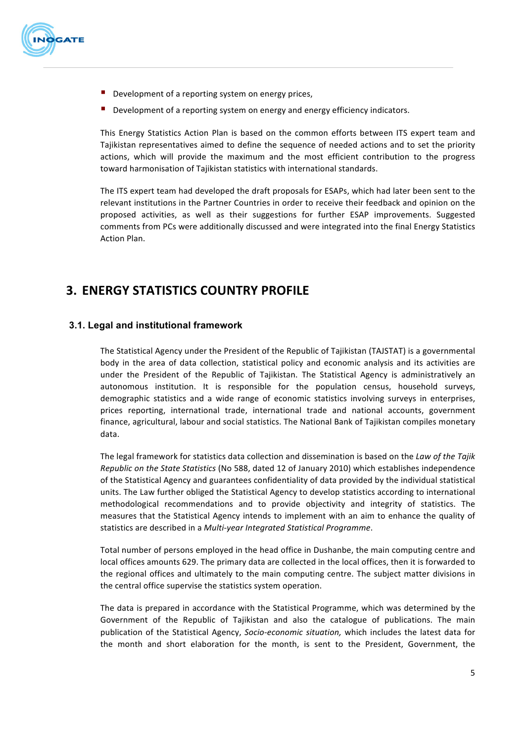- Development of a reporting system on energy prices,
- Development of a reporting system on energy and energy efficiency indicators.

This Energy Statistics Action Plan is based on the common efforts between ITS expert team and Tajikistan representatives aimed to define the sequence of needed actions and to set the priority actions, which will provide the maximum and the most efficient contribution to the progress toward harmonisation of Tajikistan statistics with international standards.

The ITS expert team had developed the draft proposals for ESAPs, which had later been sent to the relevant institutions in the Partner Countries in order to receive their feedback and opinion on the proposed activities, as well as their suggestions for further ESAP improvements. Suggested comments from PCs were additionally discussed and were integrated into the final Energy Statistics Action Plan.

# 3. ENERGY STATISTICS COUNTRY PROFILE

## 3.1. Legal and institutional framework

The Statistical Agency under the President of the Republic of Tajikistan (TAJSTAT) is a governmental body in the area of data collection, statistical policy and economic analysis and its activities are under the President of the Republic of Tajikistan. The Statistical Agency is administratively an autonomous institution. It is responsible for the population census, household surveys, demographic statistics and a wide range of economic statistics involving surveys in enterprises, prices reporting, international trade, international trade and national accounts, government finance, agricultural, labour and social statistics. The National Bank of Tajikistan compiles monetary data.

The legal framework for statistics data collection and dissemination is based on the *Law of the Tajik Republic on the State Statistics* (No 588, dated 12 of January 2010) which establishes independence of the Statistical Agency and guarantees confidentiality of data provided by the individual statistical units. The Law further obliged the Statistical Agency to develop statistics according to international methodological recommendations and to provide objectivity and integrity of statistics. The measures that the Statistical Agency intends to implement with an aim to enhance the quality of statistics are described in a *Multi-year Integrated Statistical Programme*.

Total number of persons employed in the head office in Dushanbe, the main computing centre and local offices amounts 629. The primary data are collected in the local offices, then it is forwarded to the regional offices and ultimately to the main computing centre. The subject matter divisions in the central office supervise the statistics system operation.

The data is prepared in accordance with the Statistical Programme, which was determined by the Government of the Republic of Tajikistan and also the catalogue of publications. The main publication of the Statistical Agency, *Socio-economic situation,* which includes the latest data for the month and short elaboration for the month, is sent to the President, Government, the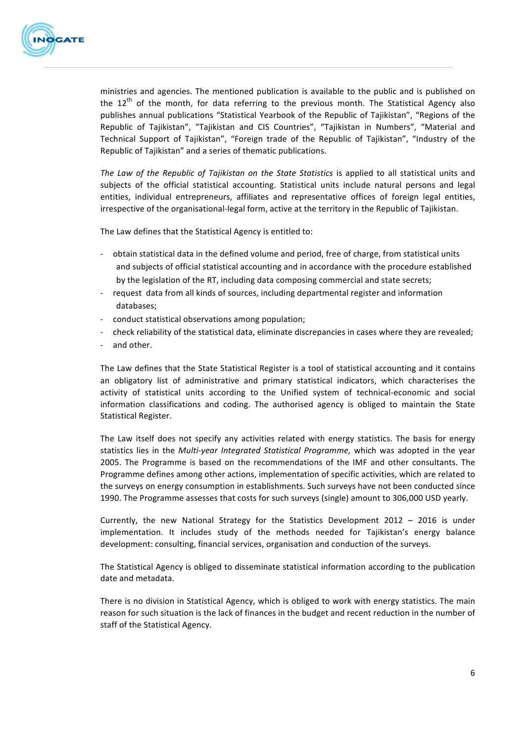ministries and agencies. The mentioned publication is available to the public and is published on the 12th of the month, for data referring to the previous month. The Statistical Agency also publishes annual publications "Statistical Yearbook of the Republic of Tajikistan", "Regions of the Republic of Tajikistan", "Tajikistan and CIS Countries", "Tajikistan in Numbers", "Material and Technical Support of Tajikistan", "Foreign trade of the Republic of Tajikistan", "Industry of the Republic of Tajikistan" and a series of thematic publications.

*The Law of the Republic of Tajikistan on the State Statistics* is applied to all statistical units and subjects of the official statistical accounting. Statistical units include natural persons and legal entities, individual entrepreneurs, affiliates and representative offices of foreign legal entities, irrespective of the organisational-legal form, active at the territory in the Republic of Tajikistan.

The Law defines that the Statistical Agency is entitled to:

- obtain statistical data in the defined volume and period, free of charge, from statistical units and subjects of official statistical accounting and in accordance with the procedure established by the legislation of the RT, including data composing commercial and state secrets;
- request data from all kinds of sources, including departmental register and information databases;
- conduct statistical observations among population;
- check reliability of the statistical data, eliminate discrepancies in cases where they are revealed;
- and other.

The Law defines that the State Statistical Register is a tool of statistical accounting and it contains an obligatory list of administrative and primary statistical indicators, which characterises the activity of statistical units according to the Unified system of technical-economic and social information classifications and coding. The authorised agency is obliged to maintain the State Statistical Register.

The Law itself does not specify any activities related with energy statistics. The basis for energy statistics lies in the *Multi-year Integrated Statistical Programme,* which was adopted in the year 2005. The Programme is based on the recommendations of the IMF and other consultants. The Programme defines among other actions, implementation of specific activities, which are related to the surveys on energy consumption in establishments. Such surveys have not been conducted since 1990. The Programme assesses that costs for such surveys (single) amount to 306,000 USD yearly.

Currently, the new National Strategy for the Statistics Development 2012 – 2016 is under implementation. It includes study of the methods needed for Tajikistan's energy balance development: consulting, financial services, organisation and conduction of the surveys.

The Statistical Agency is obliged to disseminate statistical information according to the publication date and metadata.

There is no division in Statistical Agency, which is obliged to work with energy statistics. The main reason for such situation is the lack of finances in the budget and recent reduction in the number of staff of the Statistical Agency.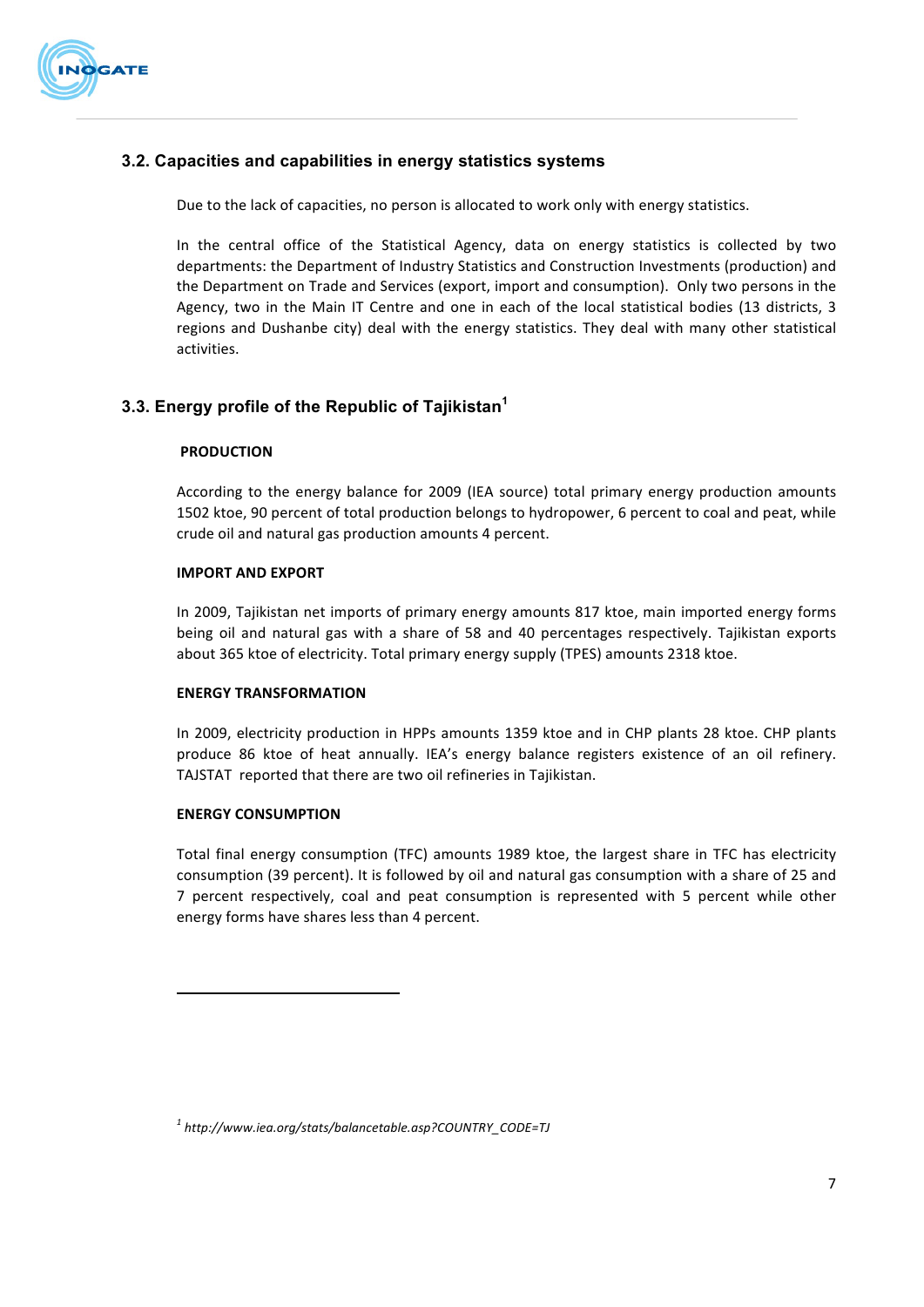### 3.2. Capacities and capabilities in energy statistics systems

Due to the lack of capacities, no person is allocated to work only with energy statistics.

In the central office of the Statistical Agency, data on energy statistics is collected by two departments: the Department of Industry Statistics and Construction Investments (production) and the Department on Trade and Services (export, import and consumption). Only two persons in the Agency, two in the Main IT Centre and one in each of the local statistical bodies (13 districts, 3 regions and Dushanbe city) deal with the energy statistics. They deal with many other statistical activities.

### 3.3. Energy profile of the Republic of Tajikistan[1]

**PRODUCTION**

According to the energy balance for 2009 (IEA source) total primary energy production amounts 1502 ktoe, 90 percent of total production belongs to hydropower, 6 percent to coal and peat, while crude oil and natural gas production amounts 4 percent.

**IMPORT AND EXPORT**

In 2009, Tajikistan net imports of primary energy amounts 817 ktoe, main imported energy forms being oil and natural gas with a share of 58 and 40 percentages respectively. Tajikistan exports about 365 ktoe of electricity. Total primary energy supply (TPES) amounts 2318 ktoe.

**ENERGY TRANSFORMATION**

In 2009, electricity production in HPPs amounts 1359 ktoe and in CHP plants 28 ktoe. CHP plants produce 86 ktoe of heat annually. IEA's energy balance registers existence of an oil refinery. TAJSTAT reported that there are two oil refineries in Tajikistan.

**ENERGY CONSUMPTION**

Total final energy consumption (TFC) amounts 1989 ktoe, the largest share in TFC has electricity consumption (39 percent). It is followed by oil and natural gas consumption with a share of 25 and 7 percent respectively, coal and peat consumption is represented with 5 percent while other energy forms have shares less than 4 percent.

---

[1] *http://www.iea.org/stats/balancetable.asp?COUNTRY_CODE=TJ*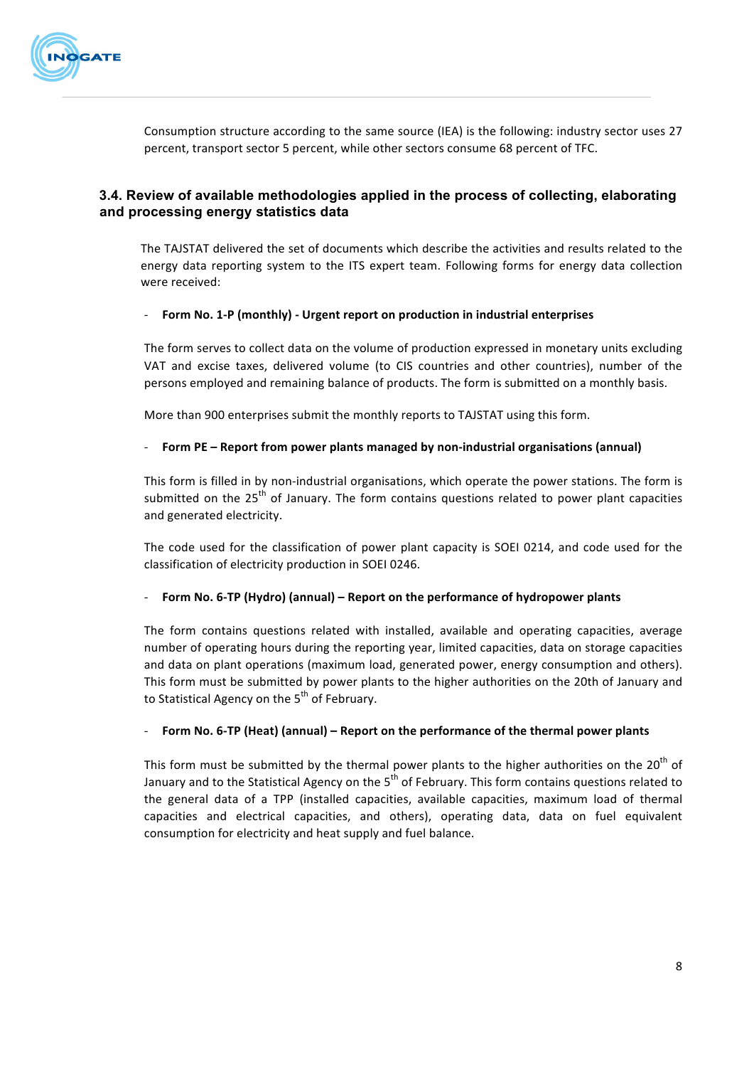Consumption structure according to the same source (IEA) is the following: industry sector uses 27 percent, transport sector 5 percent, while other sectors consume 68 percent of TFC.

### 3.4. Review of available methodologies applied in the process of collecting, elaborating and processing energy statistics data

The TAJSTAT delivered the set of documents which describe the activities and results related to the energy data reporting system to the ITS expert team. Following forms for energy data collection were received:

- **Form No. 1-P (monthly) - Urgent report on production in industrial enterprises**

The form serves to collect data on the volume of production expressed in monetary units excluding VAT and excise taxes, delivered volume (to CIS countries and other countries), number of the persons employed and remaining balance of products. The form is submitted on a monthly basis.

More than 900 enterprises submit the monthly reports to TAJSTAT using this form.

- **Form PE – Report from power plants managed by non-industrial organisations (annual)**

This form is filled in by non-industrial organisations, which operate the power stations. The form is submitted on the 25th of January. The form contains questions related to power plant capacities and generated electricity.

The code used for the classification of power plant capacity is SOEI 0214, and code used for the classification of electricity production in SOEI 0246.

- **Form No. 6-TP (Hydro) (annual) – Report on the performance of hydropower plants**

The form contains questions related with installed, available and operating capacities, average number of operating hours during the reporting year, limited capacities, data on storage capacities and data on plant operations (maximum load, generated power, energy consumption and others). This form must be submitted by power plants to the higher authorities on the 20th of January and to Statistical Agency on the 5th of February.

- **Form No. 6-TP (Heat) (annual) – Report on the performance of the thermal power plants**

This form must be submitted by the thermal power plants to the higher authorities on the 20th of January and to the Statistical Agency on the 5th of February. This form contains questions related to the general data of a TPP (installed capacities, available capacities, maximum load of thermal capacities and electrical capacities, and others), operating data, data on fuel equivalent consumption for electricity and heat supply and fuel balance.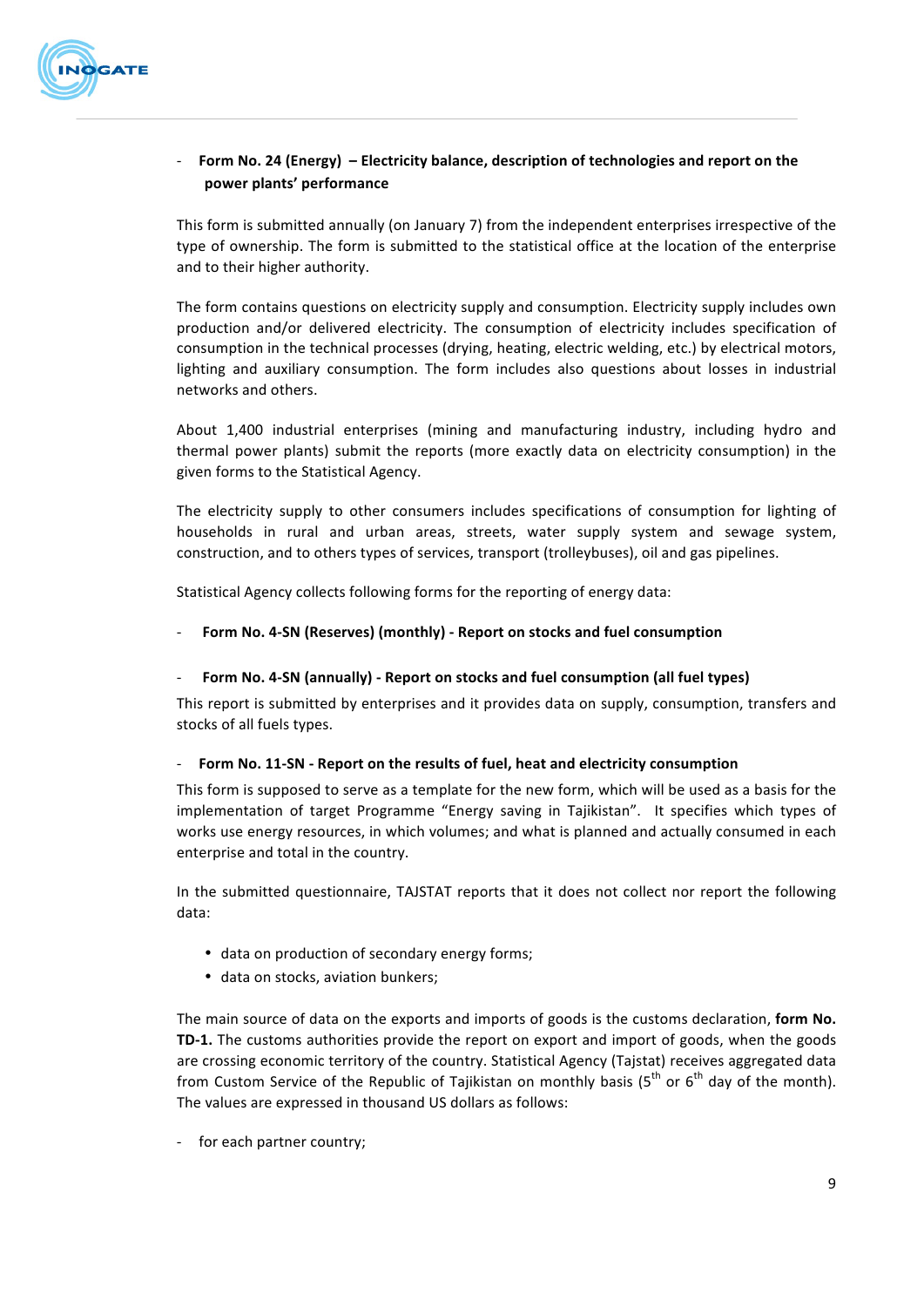- **Form No. 24 (Energy) – Electricity balance, description of technologies and report on the power plants' performance**

This form is submitted annually (on January 7) from the independent enterprises irrespective of the type of ownership. The form is submitted to the statistical office at the location of the enterprise and to their higher authority.

The form contains questions on electricity supply and consumption. Electricity supply includes own production and/or delivered electricity. The consumption of electricity includes specification of consumption in the technical processes (drying, heating, electric welding, etc.) by electrical motors, lighting and auxiliary consumption. The form includes also questions about losses in industrial networks and others.

About 1,400 industrial enterprises (mining and manufacturing industry, including hydro and thermal power plants) submit the reports (more exactly data on electricity consumption) in the given forms to the Statistical Agency.

The electricity supply to other consumers includes specifications of consumption for lighting of households in rural and urban areas, streets, water supply system and sewage system, construction, and to others types of services, transport (trolleybuses), oil and gas pipelines.

Statistical Agency collects following forms for the reporting of energy data:

- **Form No. 4-SN (Reserves) (monthly) - Report on stocks and fuel consumption**

- **Form No. 4-SN (annually) - Report on stocks and fuel consumption (all fuel types)**

This report is submitted by enterprises and it provides data on supply, consumption, transfers and stocks of all fuels types.

- **Form No. 11-SN - Report on the results of fuel, heat and electricity consumption**

This form is supposed to serve as a template for the new form, which will be used as a basis for the implementation of target Programme "Energy saving in Tajikistan". It specifies which types of works use energy resources, in which volumes; and what is planned and actually consumed in each enterprise and total in the country.

In the submitted questionnaire, TAJSTAT reports that it does not collect nor report the following data:

- data on production of secondary energy forms;
- data on stocks, aviation bunkers;

The main source of data on the exports and imports of goods is the customs declaration, **form No. TD-1.** The customs authorities provide the report on export and import of goods, when the goods are crossing economic territory of the country. Statistical Agency (Tajstat) receives aggregated data from Custom Service of the Republic of Tajikistan on monthly basis (5th or 6th day of the month). The values are expressed in thousand US dollars as follows:

- for each partner country;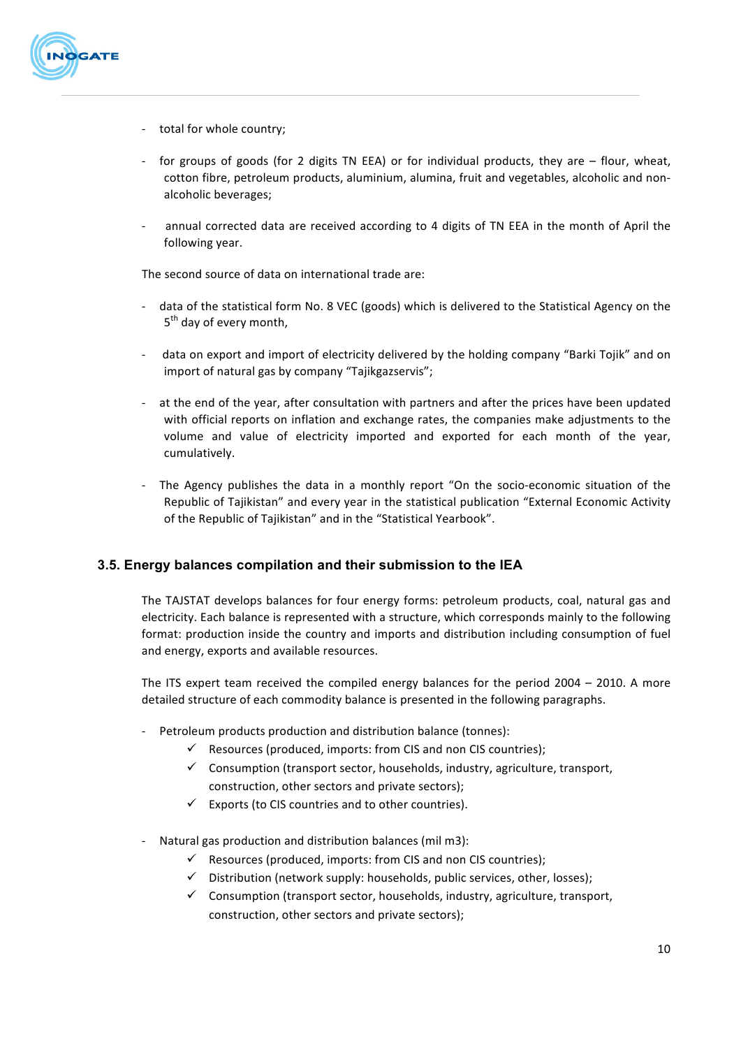- total for whole country;
- for groups of goods (for 2 digits TN EEA) or for individual products, they are – flour, wheat, cotton fibre, petroleum products, aluminium, alumina, fruit and vegetables, alcoholic and non-alcoholic beverages;
- annual corrected data are received according to 4 digits of TN EEA in the month of April the following year.

The second source of data on international trade are:

- data of the statistical form No. 8 VEC (goods) which is delivered to the Statistical Agency on the 5th day of every month,
- data on export and import of electricity delivered by the holding company "Barki Tojik" and on import of natural gas by company "Tajikgazservis";
- at the end of the year, after consultation with partners and after the prices have been updated with official reports on inflation and exchange rates, the companies make adjustments to the volume and value of electricity imported and exported for each month of the year, cumulatively.
- The Agency publishes the data in a monthly report "On the socio-economic situation of the Republic of Tajikistan" and every year in the statistical publication "External Economic Activity of the Republic of Tajikistan" and in the "Statistical Yearbook".

### 3.5. Energy balances compilation and their submission to the IEA

The TAJSTAT develops balances for four energy forms: petroleum products, coal, natural gas and electricity. Each balance is represented with a structure, which corresponds mainly to the following format: production inside the country and imports and distribution including consumption of fuel and energy, exports and available resources.

The ITS expert team received the compiled energy balances for the period 2004 – 2010. A more detailed structure of each commodity balance is presented in the following paragraphs.

- Petroleum products production and distribution balance (tonnes):
  - ✓ Resources (produced, imports: from CIS and non CIS countries);
  - ✓ Consumption (transport sector, households, industry, agriculture, transport, construction, other sectors and private sectors);
  - ✓ Exports (to CIS countries and to other countries).
- Natural gas production and distribution balances (mil m3):
  - ✓ Resources (produced, imports: from CIS and non CIS countries);
  - ✓ Distribution (network supply: households, public services, other, losses);
  - ✓ Consumption (transport sector, households, industry, agriculture, transport, construction, other sectors and private sectors);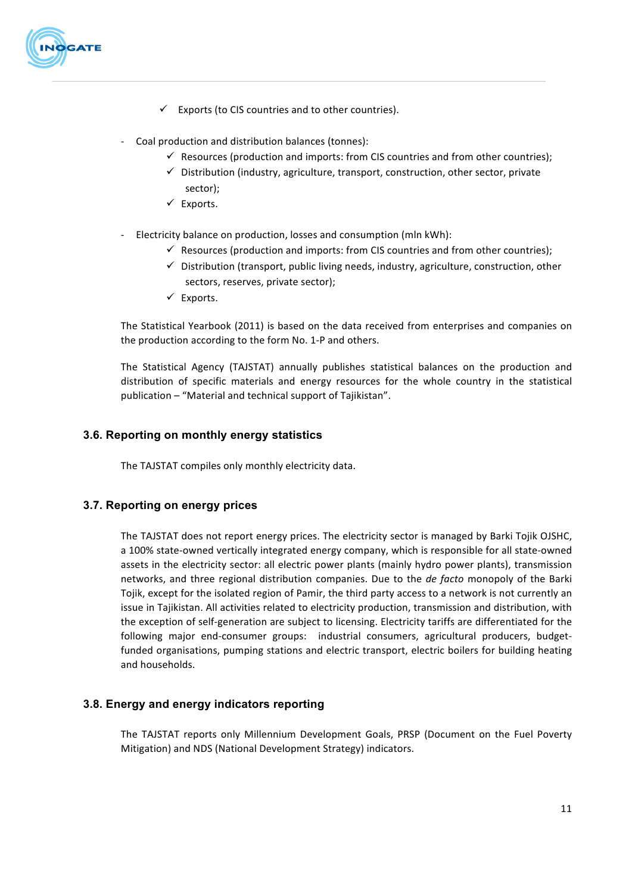- ✓ Exports (to CIS countries and to other countries).

- Coal production and distribution balances (tonnes):
  - ✓ Resources (production and imports: from CIS countries and from other countries);
  - ✓ Distribution (industry, agriculture, transport, construction, other sector, private sector);
  - ✓ Exports.

- Electricity balance on production, losses and consumption (mln kWh):
  - ✓ Resources (production and imports: from CIS countries and from other countries);
  - ✓ Distribution (transport, public living needs, industry, agriculture, construction, other sectors, reserves, private sector);
  - ✓ Exports.

The Statistical Yearbook (2011) is based on the data received from enterprises and companies on the production according to the form No. 1-P and others.

The Statistical Agency (TAJSTAT) annually publishes statistical balances on the production and distribution of specific materials and energy resources for the whole country in the statistical publication – "Material and technical support of Tajikistan".

### 3.6. Reporting on monthly energy statistics

The TAJSTAT compiles only monthly electricity data.

### 3.7. Reporting on energy prices

The TAJSTAT does not report energy prices. The electricity sector is managed by Barki Tojik OJSHC, a 100% state-owned vertically integrated energy company, which is responsible for all state-owned assets in the electricity sector: all electric power plants (mainly hydro power plants), transmission networks, and three regional distribution companies. Due to the *de facto* monopoly of the Barki Tojik, except for the isolated region of Pamir, the third party access to a network is not currently an issue in Tajikistan. All activities related to electricity production, transmission and distribution, with the exception of self-generation are subject to licensing. Electricity tariffs are differentiated for the following major end-consumer groups: industrial consumers, agricultural producers, budget-funded organisations, pumping stations and electric transport, electric boilers for building heating and households.

### 3.8. Energy and energy indicators reporting

The TAJSTAT reports only Millennium Development Goals, PRSP (Document on the Fuel Poverty Mitigation) and NDS (National Development Strategy) indicators.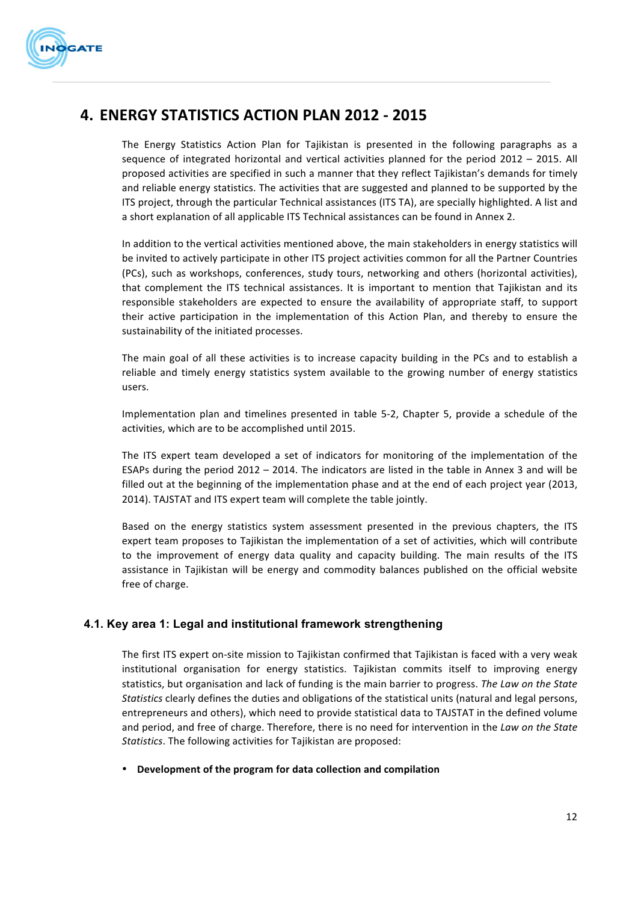# 4. ENERGY STATISTICS ACTION PLAN 2012 - 2015

The Energy Statistics Action Plan for Tajikistan is presented in the following paragraphs as a sequence of integrated horizontal and vertical activities planned for the period 2012 – 2015. All proposed activities are specified in such a manner that they reflect Tajikistan's demands for timely and reliable energy statistics. The activities that are suggested and planned to be supported by the ITS project, through the particular Technical assistances (ITS TA), are specially highlighted. A list and a short explanation of all applicable ITS Technical assistances can be found in Annex 2.

In addition to the vertical activities mentioned above, the main stakeholders in energy statistics will be invited to actively participate in other ITS project activities common for all the Partner Countries (PCs), such as workshops, conferences, study tours, networking and others (horizontal activities), that complement the ITS technical assistances. It is important to mention that Tajikistan and its responsible stakeholders are expected to ensure the availability of appropriate staff, to support their active participation in the implementation of this Action Plan, and thereby to ensure the sustainability of the initiated processes.

The main goal of all these activities is to increase capacity building in the PCs and to establish a reliable and timely energy statistics system available to the growing number of energy statistics users.

Implementation plan and timelines presented in table 5-2, Chapter 5, provide a schedule of the activities, which are to be accomplished until 2015.

The ITS expert team developed a set of indicators for monitoring of the implementation of the ESAPs during the period 2012 – 2014. The indicators are listed in the table in Annex 3 and will be filled out at the beginning of the implementation phase and at the end of each project year (2013, 2014). TAJSTAT and ITS expert team will complete the table jointly.

Based on the energy statistics system assessment presented in the previous chapters, the ITS expert team proposes to Tajikistan the implementation of a set of activities, which will contribute to the improvement of energy data quality and capacity building. The main results of the ITS assistance in Tajikistan will be energy and commodity balances published on the official website free of charge.

## 4.1. Key area 1: Legal and institutional framework strengthening

The first ITS expert on-site mission to Tajikistan confirmed that Tajikistan is faced with a very weak institutional organisation for energy statistics. Tajikistan commits itself to improving energy statistics, but organisation and lack of funding is the main barrier to progress. *The Law on the State Statistics* clearly defines the duties and obligations of the statistical units (natural and legal persons, entrepreneurs and others), which need to provide statistical data to TAJSTAT in the defined volume and period, and free of charge. Therefore, there is no need for intervention in the *Law on the State Statistics*. The following activities for Tajikistan are proposed:

- **Development of the program for data collection and compilation**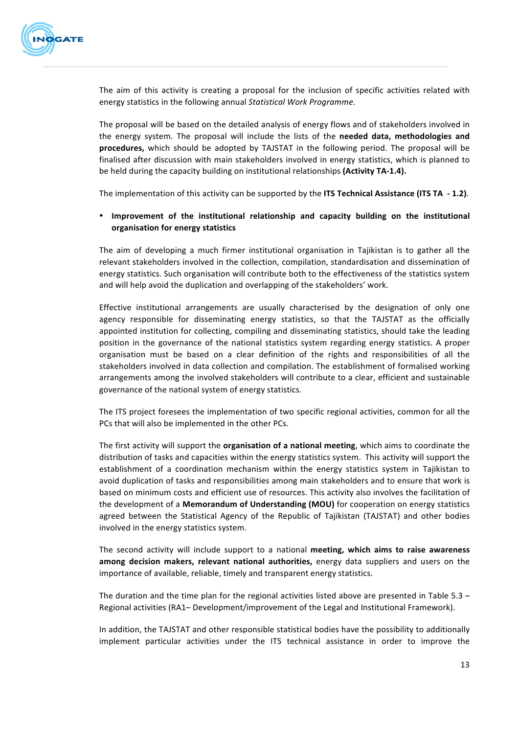The aim of this activity is creating a proposal for the inclusion of specific activities related with energy statistics in the following annual *Statistical Work Programme.*

The proposal will be based on the detailed analysis of energy flows and of stakeholders involved in the energy system. The proposal will include the lists of the **needed data, methodologies and procedures,** which should be adopted by TAJSTAT in the following period. The proposal will be finalised after discussion with main stakeholders involved in energy statistics, which is planned to be held during the capacity building on institutional relationships **(Activity TA-1.4).**

The implementation of this activity can be supported by the **ITS Technical Assistance (ITS TA - 1.2)**.

- **Improvement of the institutional relationship and capacity building on the institutional organisation for energy statistics**

The aim of developing a much firmer institutional organisation in Tajikistan is to gather all the relevant stakeholders involved in the collection, compilation, standardisation and dissemination of energy statistics. Such organisation will contribute both to the effectiveness of the statistics system and will help avoid the duplication and overlapping of the stakeholders' work.

Effective institutional arrangements are usually characterised by the designation of only one agency responsible for disseminating energy statistics, so that the TAJSTAT as the officially appointed institution for collecting, compiling and disseminating statistics, should take the leading position in the governance of the national statistics system regarding energy statistics. A proper organisation must be based on a clear definition of the rights and responsibilities of all the stakeholders involved in data collection and compilation. The establishment of formalised working arrangements among the involved stakeholders will contribute to a clear, efficient and sustainable governance of the national system of energy statistics.

The ITS project foresees the implementation of two specific regional activities, common for all the PCs that will also be implemented in the other PCs.

The first activity will support the **organisation of a national meeting**, which aims to coordinate the distribution of tasks and capacities within the energy statistics system. This activity will support the establishment of a coordination mechanism within the energy statistics system in Tajikistan to avoid duplication of tasks and responsibilities among main stakeholders and to ensure that work is based on minimum costs and efficient use of resources. This activity also involves the facilitation of the development of a **Memorandum of Understanding (MOU)** for cooperation on energy statistics agreed between the Statistical Agency of the Republic of Tajikistan (TAJSTAT) and other bodies involved in the energy statistics system.

The second activity will include support to a national **meeting, which aims to raise awareness among decision makers, relevant national authorities,** energy data suppliers and users on the importance of available, reliable, timely and transparent energy statistics.

The duration and the time plan for the regional activities listed above are presented in Table 5.3 – Regional activities (RA1– Development/improvement of the Legal and Institutional Framework).

In addition, the TAJSTAT and other responsible statistical bodies have the possibility to additionally implement particular activities under the ITS technical assistance in order to improve the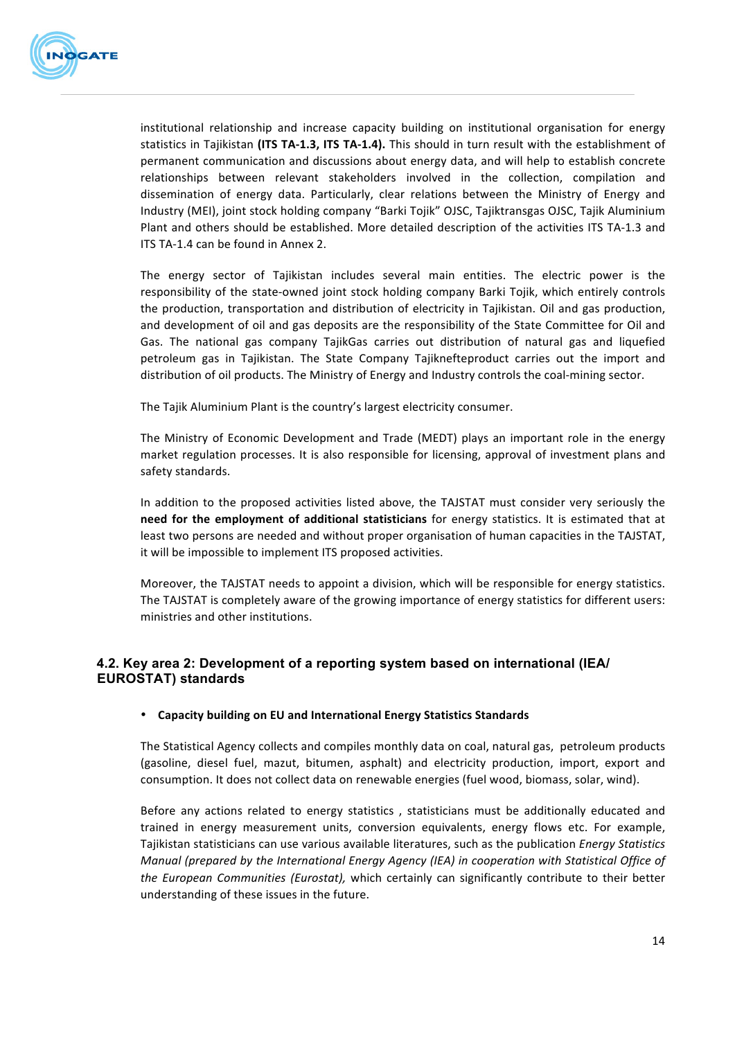institutional relationship and increase capacity building on institutional organisation for energy statistics in Tajikistan **(ITS TA-1.3, ITS TA-1.4).** This should in turn result with the establishment of permanent communication and discussions about energy data, and will help to establish concrete relationships between relevant stakeholders involved in the collection, compilation and dissemination of energy data. Particularly, clear relations between the Ministry of Energy and Industry (MEI), joint stock holding company "Barki Tojik" OJSC, Tajiktransgas OJSC, Tajik Aluminium Plant and others should be established. More detailed description of the activities ITS TA-1.3 and ITS TA-1.4 can be found in Annex 2.

The energy sector of Tajikistan includes several main entities. The electric power is the responsibility of the state-owned joint stock holding company Barki Tojik, which entirely controls the production, transportation and distribution of electricity in Tajikistan. Oil and gas production, and development of oil and gas deposits are the responsibility of the State Committee for Oil and Gas. The national gas company TajikGas carries out distribution of natural gas and liquefied petroleum gas in Tajikistan. The State Company Tajiknefteproduct carries out the import and distribution of oil products. The Ministry of Energy and Industry controls the coal-mining sector.

The Tajik Aluminium Plant is the country's largest electricity consumer.

The Ministry of Economic Development and Trade (MEDT) plays an important role in the energy market regulation processes. It is also responsible for licensing, approval of investment plans and safety standards.

In addition to the proposed activities listed above, the TAJSTAT must consider very seriously the **need for the employment of additional statisticians** for energy statistics. It is estimated that at least two persons are needed and without proper organisation of human capacities in the TAJSTAT, it will be impossible to implement ITS proposed activities.

Moreover, the TAJSTAT needs to appoint a division, which will be responsible for energy statistics. The TAJSTAT is completely aware of the growing importance of energy statistics for different users: ministries and other institutions.

## 4.2. Key area 2: Development of a reporting system based on international (IEA/ EUROSTAT) standards

- **Capacity building on EU and International Energy Statistics Standards**

The Statistical Agency collects and compiles monthly data on coal, natural gas, petroleum products (gasoline, diesel fuel, mazut, bitumen, asphalt) and electricity production, import, export and consumption. It does not collect data on renewable energies (fuel wood, biomass, solar, wind).

Before any actions related to energy statistics , statisticians must be additionally educated and trained in energy measurement units, conversion equivalents, energy flows etc. For example, Tajikistan statisticians can use various available literatures, such as the publication *Energy Statistics Manual (prepared by the International Energy Agency (IEA) in cooperation with Statistical Office of the European Communities (Eurostat),* which certainly can significantly contribute to their better understanding of these issues in the future.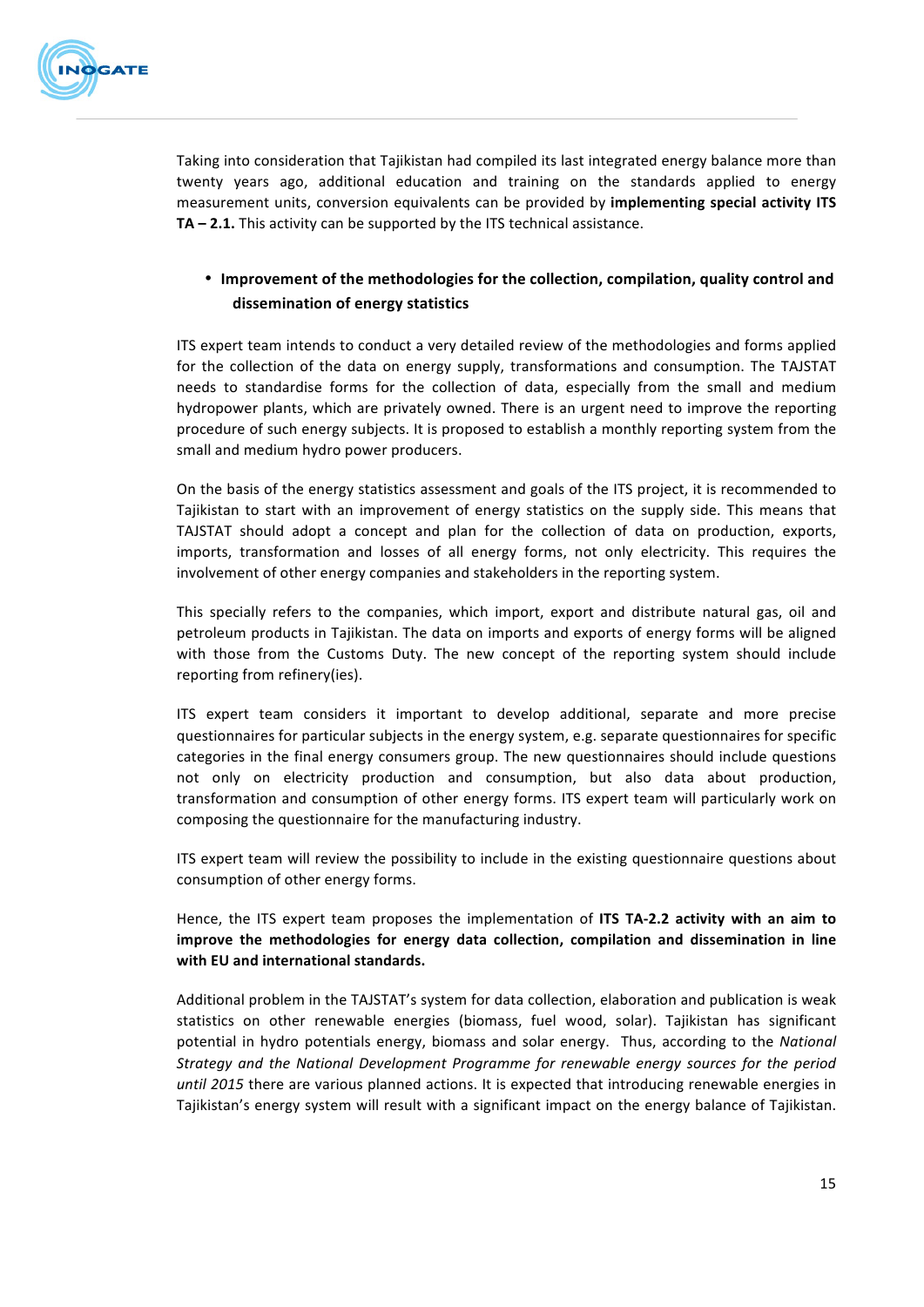Taking into consideration that Tajikistan had compiled its last integrated energy balance more than twenty years ago, additional education and training on the standards applied to energy measurement units, conversion equivalents can be provided by **implementing special activity ITS TA – 2.1.** This activity can be supported by the ITS technical assistance.

- **Improvement of the methodologies for the collection, compilation, quality control and dissemination of energy statistics**

ITS expert team intends to conduct a very detailed review of the methodologies and forms applied for the collection of the data on energy supply, transformations and consumption. The TAJSTAT needs to standardise forms for the collection of data, especially from the small and medium hydropower plants, which are privately owned. There is an urgent need to improve the reporting procedure of such energy subjects. It is proposed to establish a monthly reporting system from the small and medium hydro power producers.

On the basis of the energy statistics assessment and goals of the ITS project, it is recommended to Tajikistan to start with an improvement of energy statistics on the supply side. This means that TAJSTAT should adopt a concept and plan for the collection of data on production, exports, imports, transformation and losses of all energy forms, not only electricity. This requires the involvement of other energy companies and stakeholders in the reporting system.

This specially refers to the companies, which import, export and distribute natural gas, oil and petroleum products in Tajikistan. The data on imports and exports of energy forms will be aligned with those from the Customs Duty. The new concept of the reporting system should include reporting from refinery(ies).

ITS expert team considers it important to develop additional, separate and more precise questionnaires for particular subjects in the energy system, e.g. separate questionnaires for specific categories in the final energy consumers group. The new questionnaires should include questions not only on electricity production and consumption, but also data about production, transformation and consumption of other energy forms. ITS expert team will particularly work on composing the questionnaire for the manufacturing industry.

ITS expert team will review the possibility to include in the existing questionnaire questions about consumption of other energy forms.

Hence, the ITS expert team proposes the implementation of **ITS TA-2.2 activity with an aim to improve the methodologies for energy data collection, compilation and dissemination in line with EU and international standards.**

Additional problem in the TAJSTAT's system for data collection, elaboration and publication is weak statistics on other renewable energies (biomass, fuel wood, solar). Tajikistan has significant potential in hydro potentials energy, biomass and solar energy. Thus, according to the *National Strategy and the National Development Programme for renewable energy sources for the period until 2015* there are various planned actions. It is expected that introducing renewable energies in Tajikistan's energy system will result with a significant impact on the energy balance of Tajikistan.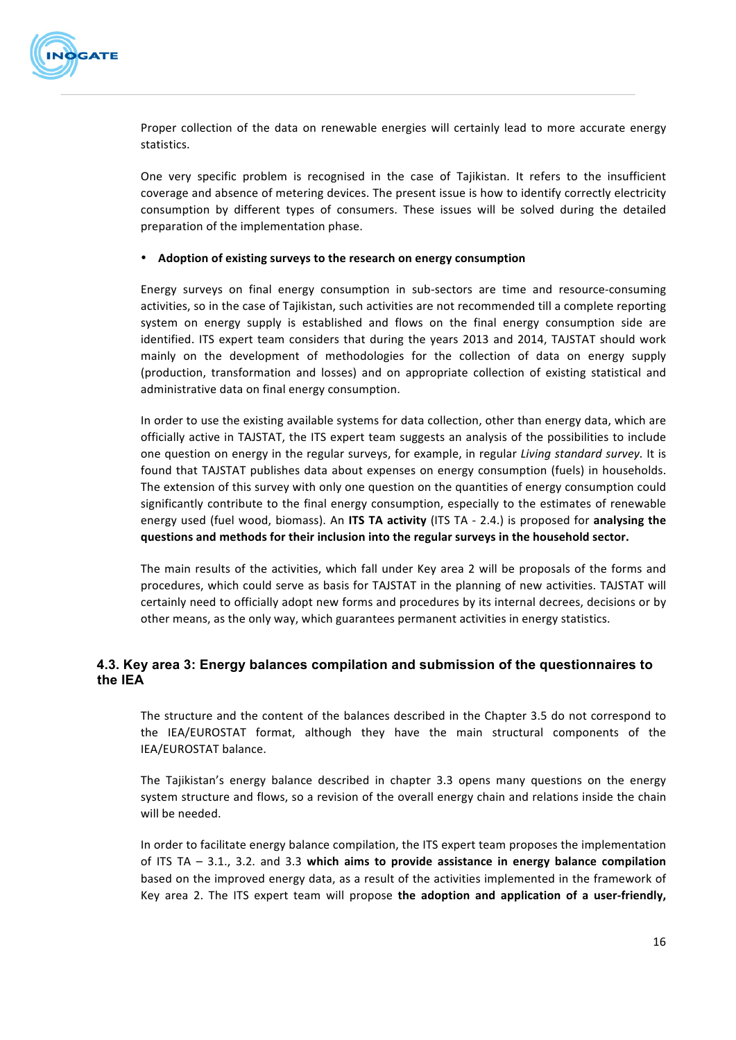Proper collection of the data on renewable energies will certainly lead to more accurate energy statistics.

One very specific problem is recognised in the case of Tajikistan. It refers to the insufficient coverage and absence of metering devices. The present issue is how to identify correctly electricity consumption by different types of consumers. These issues will be solved during the detailed preparation of the implementation phase.

- **Adoption of existing surveys to the research on energy consumption**

Energy surveys on final energy consumption in sub-sectors are time and resource-consuming activities, so in the case of Tajikistan, such activities are not recommended till a complete reporting system on energy supply is established and flows on the final energy consumption side are identified. ITS expert team considers that during the years 2013 and 2014, TAJSTAT should work mainly on the development of methodologies for the collection of data on energy supply (production, transformation and losses) and on appropriate collection of existing statistical and administrative data on final energy consumption.

In order to use the existing available systems for data collection, other than energy data, which are officially active in TAJSTAT, the ITS expert team suggests an analysis of the possibilities to include one question on energy in the regular surveys, for example, in regular *Living standard survey*. It is found that TAJSTAT publishes data about expenses on energy consumption (fuels) in households. The extension of this survey with only one question on the quantities of energy consumption could significantly contribute to the final energy consumption, especially to the estimates of renewable energy used (fuel wood, biomass). An **ITS TA activity** (ITS TA - 2.4.) is proposed for **analysing the questions and methods for their inclusion into the regular surveys in the household sector.**

The main results of the activities, which fall under Key area 2 will be proposals of the forms and procedures, which could serve as basis for TAJSTAT in the planning of new activities. TAJSTAT will certainly need to officially adopt new forms and procedures by its internal decrees, decisions or by other means, as the only way, which guarantees permanent activities in energy statistics.

## 4.3. Key area 3: Energy balances compilation and submission of the questionnaires to the IEA

The structure and the content of the balances described in the Chapter 3.5 do not correspond to the IEA/EUROSTAT format, although they have the main structural components of the IEA/EUROSTAT balance.

The Tajikistan's energy balance described in chapter 3.3 opens many questions on the energy system structure and flows, so a revision of the overall energy chain and relations inside the chain will be needed.

In order to facilitate energy balance compilation, the ITS expert team proposes the implementation of ITS TA – 3.1., 3.2. and 3.3 **which aims to provide assistance in energy balance compilation** based on the improved energy data, as a result of the activities implemented in the framework of Key area 2. The ITS expert team will propose **the adoption and application of a user-friendly,**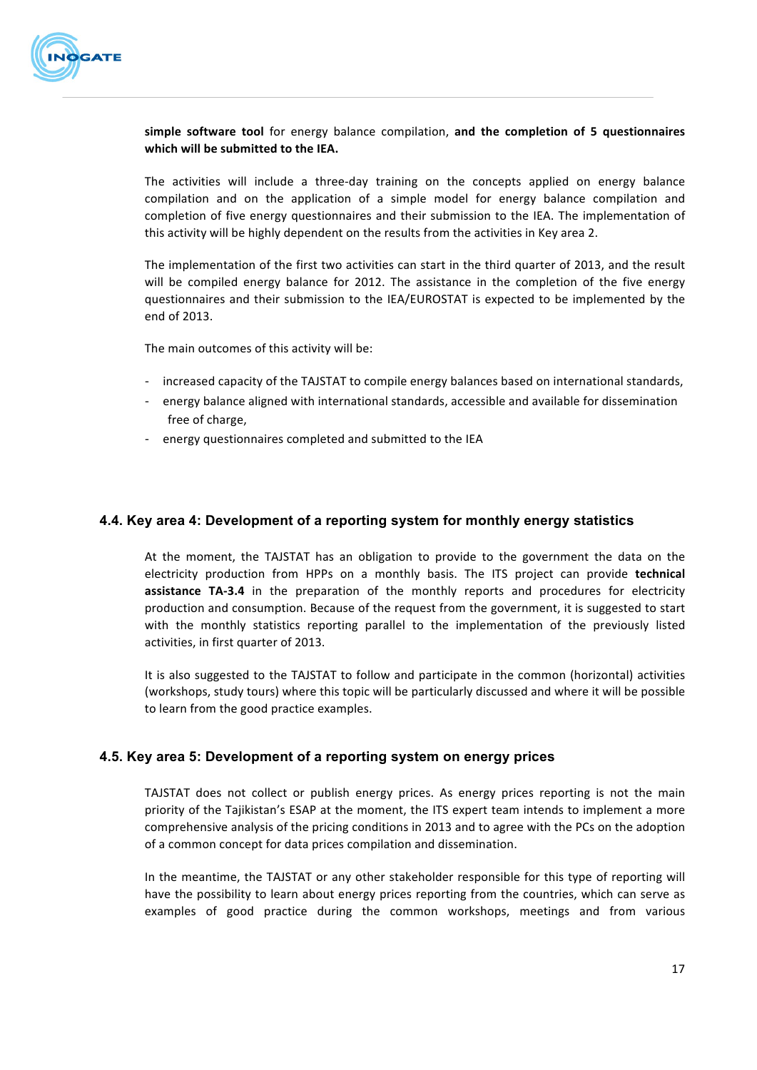**simple software tool** for energy balance compilation, **and the completion of 5 questionnaires which will be submitted to the IEA.**

The activities will include a three-day training on the concepts applied on energy balance compilation and on the application of a simple model for energy balance compilation and completion of five energy questionnaires and their submission to the IEA. The implementation of this activity will be highly dependent on the results from the activities in Key area 2.

The implementation of the first two activities can start in the third quarter of 2013, and the result will be compiled energy balance for 2012. The assistance in the completion of the five energy questionnaires and their submission to the IEA/EUROSTAT is expected to be implemented by the end of 2013.

The main outcomes of this activity will be:

- increased capacity of the TAJSTAT to compile energy balances based on international standards,
- energy balance aligned with international standards, accessible and available for dissemination free of charge,
- energy questionnaires completed and submitted to the IEA

### 4.4. Key area 4: Development of a reporting system for monthly energy statistics

At the moment, the TAJSTAT has an obligation to provide to the government the data on the electricity production from HPPs on a monthly basis. The ITS project can provide **technical assistance TA-3.4** in the preparation of the monthly reports and procedures for electricity production and consumption. Because of the request from the government, it is suggested to start with the monthly statistics reporting parallel to the implementation of the previously listed activities, in first quarter of 2013.

It is also suggested to the TAJSTAT to follow and participate in the common (horizontal) activities (workshops, study tours) where this topic will be particularly discussed and where it will be possible to learn from the good practice examples.

### 4.5. Key area 5: Development of a reporting system on energy prices

TAJSTAT does not collect or publish energy prices. As energy prices reporting is not the main priority of the Tajikistan's ESAP at the moment, the ITS expert team intends to implement a more comprehensive analysis of the pricing conditions in 2013 and to agree with the PCs on the adoption of a common concept for data prices compilation and dissemination.

In the meantime, the TAJSTAT or any other stakeholder responsible for this type of reporting will have the possibility to learn about energy prices reporting from the countries, which can serve as examples of good practice during the common workshops, meetings and from various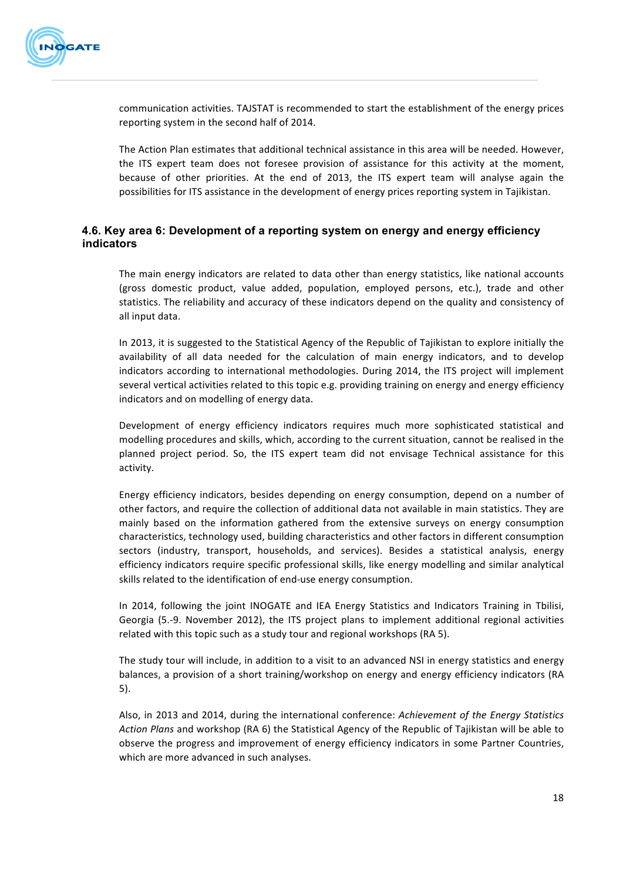communication activities. TAJSTAT is recommended to start the establishment of the energy prices reporting system in the second half of 2014.

The Action Plan estimates that additional technical assistance in this area will be needed. However, the ITS expert team does not foresee provision of assistance for this activity at the moment, because of other priorities. At the end of 2013, the ITS expert team will analyse again the possibilities for ITS assistance in the development of energy prices reporting system in Tajikistan.

### 4.6. Key area 6: Development of a reporting system on energy and energy efficiency indicators

The main energy indicators are related to data other than energy statistics, like national accounts (gross domestic product, value added, population, employed persons, etc.), trade and other statistics. The reliability and accuracy of these indicators depend on the quality and consistency of all input data.

In 2013, it is suggested to the Statistical Agency of the Republic of Tajikistan to explore initially the availability of all data needed for the calculation of main energy indicators, and to develop indicators according to international methodologies. During 2014, the ITS project will implement several vertical activities related to this topic e.g. providing training on energy and energy efficiency indicators and on modelling of energy data.

Development of energy efficiency indicators requires much more sophisticated statistical and modelling procedures and skills, which, according to the current situation, cannot be realised in the planned project period. So, the ITS expert team did not envisage Technical assistance for this activity.

Energy efficiency indicators, besides depending on energy consumption, depend on a number of other factors, and require the collection of additional data not available in main statistics. They are mainly based on the information gathered from the extensive surveys on energy consumption characteristics, technology used, building characteristics and other factors in different consumption sectors (industry, transport, households, and services). Besides a statistical analysis, energy efficiency indicators require specific professional skills, like energy modelling and similar analytical skills related to the identification of end-use energy consumption.

In 2014, following the joint INOGATE and IEA Energy Statistics and Indicators Training in Tbilisi, Georgia (5.-9. November 2012), the ITS project plans to implement additional regional activities related with this topic such as a study tour and regional workshops (RA 5).

The study tour will include, in addition to a visit to an advanced NSI in energy statistics and energy balances, a provision of a short training/workshop on energy and energy efficiency indicators (RA 5).

Also, in 2013 and 2014, during the international conference: *Achievement of the Energy Statistics Action Plans* and workshop (RA 6) the Statistical Agency of the Republic of Tajikistan will be able to observe the progress and improvement of energy efficiency indicators in some Partner Countries, which are more advanced in such analyses.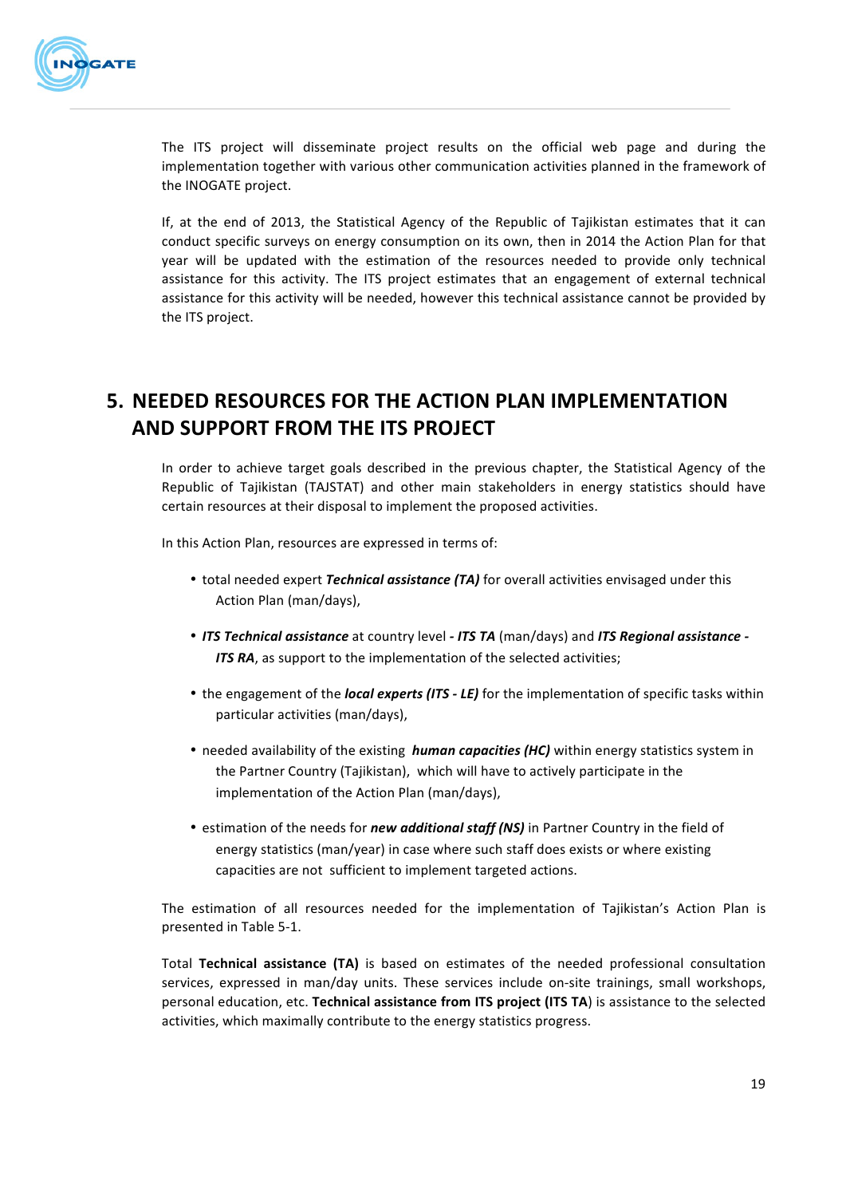The ITS project will disseminate project results on the official web page and during the implementation together with various other communication activities planned in the framework of the INOGATE project.

If, at the end of 2013, the Statistical Agency of the Republic of Tajikistan estimates that it can conduct specific surveys on energy consumption on its own, then in 2014 the Action Plan for that year will be updated with the estimation of the resources needed to provide only technical assistance for this activity. The ITS project estimates that an engagement of external technical assistance for this activity will be needed, however this technical assistance cannot be provided by the ITS project.

# 5. NEEDED RESOURCES FOR THE ACTION PLAN IMPLEMENTATION AND SUPPORT FROM THE ITS PROJECT

In order to achieve target goals described in the previous chapter, the Statistical Agency of the Republic of Tajikistan (TAJSTAT) and other main stakeholders in energy statistics should have certain resources at their disposal to implement the proposed activities.

In this Action Plan, resources are expressed in terms of:

- total needed expert ***Technical assistance (TA)*** for overall activities envisaged under this Action Plan (man/days),
- ***ITS Technical assistance*** at country level ***- ITS TA*** (man/days) and ***ITS Regional assistance - ITS RA***, as support to the implementation of the selected activities;
- the engagement of the ***local experts (ITS - LE)*** for the implementation of specific tasks within particular activities (man/days),
- needed availability of the existing ***human capacities (HC)*** within energy statistics system in the Partner Country (Tajikistan), which will have to actively participate in the implementation of the Action Plan (man/days),
- estimation of the needs for ***new additional staff (NS)*** in Partner Country in the field of energy statistics (man/year) in case where such staff does exists or where existing capacities are not sufficient to implement targeted actions.

The estimation of all resources needed for the implementation of Tajikistan's Action Plan is presented in Table 5-1.

Total **Technical assistance (TA)** is based on estimates of the needed professional consultation services, expressed in man/day units. These services include on-site trainings, small workshops, personal education, etc. **Technical assistance from ITS project (ITS TA**) is assistance to the selected activities, which maximally contribute to the energy statistics progress.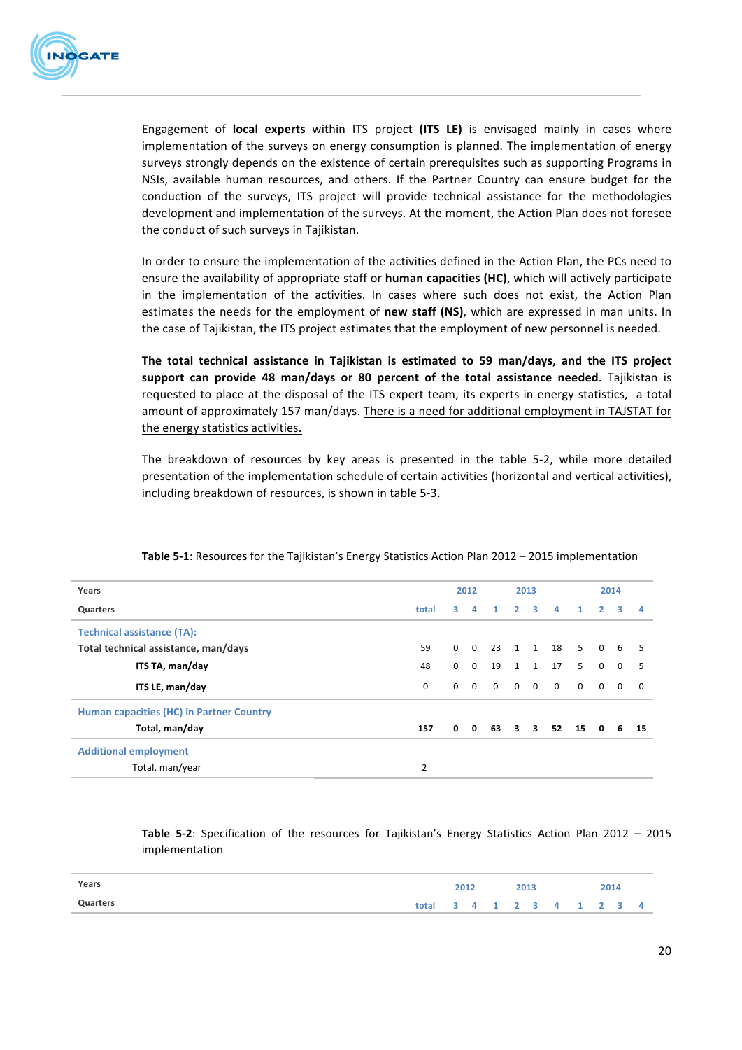Engagement of **local experts** within ITS project **(ITS LE)** is envisaged mainly in cases where implementation of the surveys on energy consumption is planned. The implementation of energy surveys strongly depends on the existence of certain prerequisites such as supporting Programs in NSIs, available human resources, and others. If the Partner Country can ensure budget for the conduction of the surveys, ITS project will provide technical assistance for the methodologies development and implementation of the surveys. At the moment, the Action Plan does not foresee the conduct of such surveys in Tajikistan.

In order to ensure the implementation of the activities defined in the Action Plan, the PCs need to ensure the availability of appropriate staff or **human capacities (HC)**, which will actively participate in the implementation of the activities. In cases where such does not exist, the Action Plan estimates the needs for the employment of **new staff (NS)**, which are expressed in man units. In the case of Tajikistan, the ITS project estimates that the employment of new personnel is needed.

**The total technical assistance in Tajikistan is estimated to 59 man/days, and the ITS project support can provide 48 man/days or 80 percent of the total assistance needed**. Tajikistan is requested to place at the disposal of the ITS expert team, its experts in energy statistics, a total amount of approximately 157 man/days. There is a need for additional employment in TAJSTAT for the energy statistics activities.

The breakdown of resources by key areas is presented in the table 5-2, while more detailed presentation of the implementation schedule of certain activities (horizontal and vertical activities), including breakdown of resources, is shown in table 5-3.

**Table 5-1**: Resources for the Tajikistan's Energy Statistics Action Plan 2012 – 2015 implementation

| Years | | 2012 | | 2013 | | | | 2014 | | | |
|---|---|---|---|---|---|---|---|---|---|---|---|
| Quarters | total | 3 | 4 | 1 | 2 | 3 | 4 | 1 | 2 | 3 | 4 |
| Technical assistance (TA): | | | | | | | | | | | |
| Total technical assistance, man/days | 59 | 0 | 0 | 23 | 1 | 1 | 18 | 5 | 0 | 6 | 5 |
| ITS TA, man/day | 48 | 0 | 0 | 19 | 1 | 1 | 17 | 5 | 0 | 0 | 5 |
| ITS LE, man/day | 0 | 0 | 0 | 0 | 0 | 0 | 0 | 0 | 0 | 0 | 0 |
| Human capacities (HC) in Partner Country | | | | | | | | | | | |
| **Total, man/day** | **157** | **0** | **0** | **63** | **3** | **3** | **52** | **15** | **0** | **6** | **15** |
| Additional employment | | | | | | | | | | | |
| Total, man/year | 2 | | | | | | | | | | |

**Table 5-2**: Specification of the resources for Tajikistan's Energy Statistics Action Plan 2012 – 2015 implementation

| Years | | 2012 | | 2013 | | | | 2014 | | | |
|---|---|---|---|---|---|---|---|---|---|---|---|
| Quarters | total | 3 | 4 | 1 | 2 | 3 | 4 | 1 | 2 | 3 | 4 |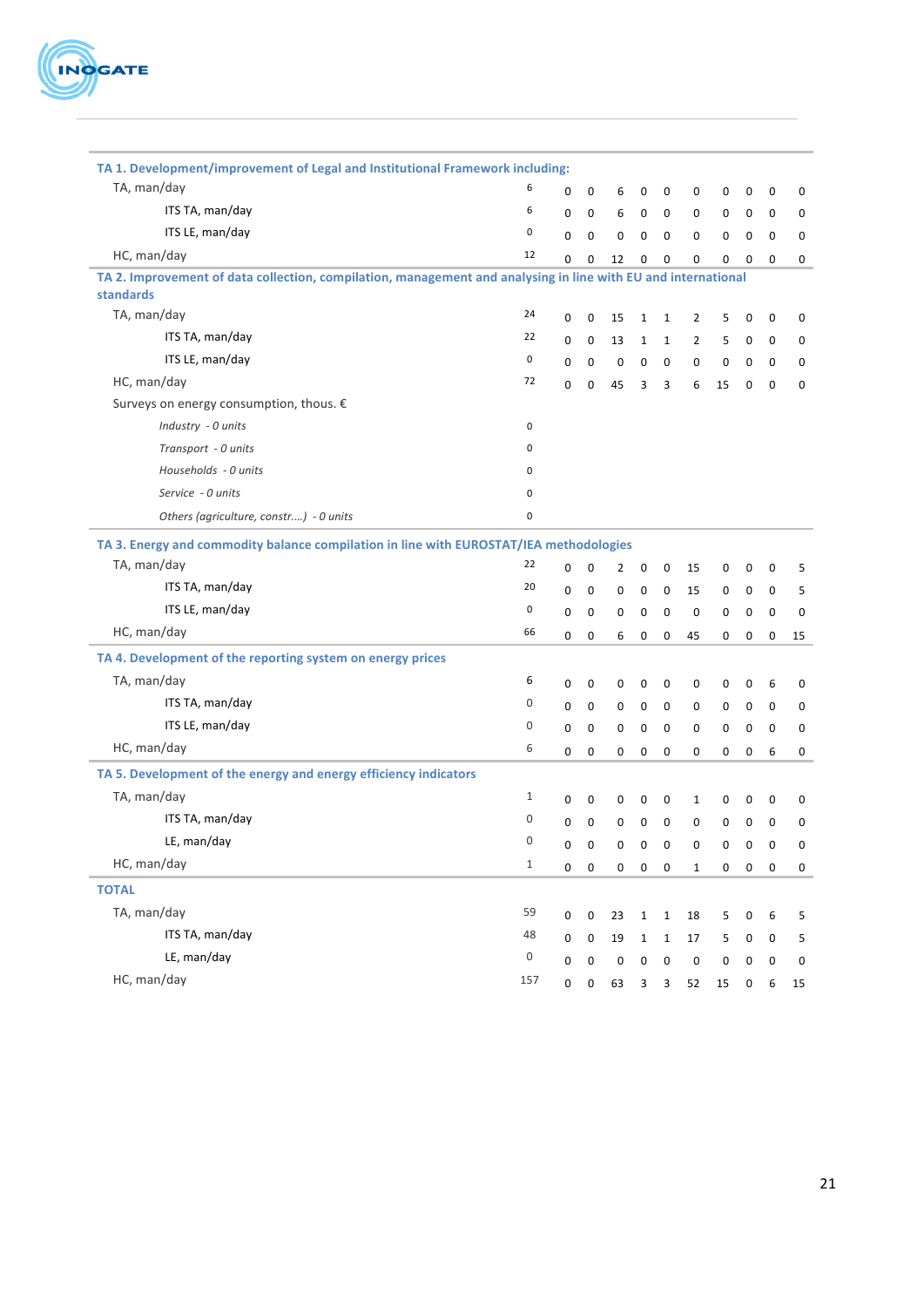| | | | | | | | | | | | |
|---|---|---|---|---|---|---|---|---|---|---|---|
| **TA 1. Development/improvement of Legal and Institutional Framework including:** | | | | | | | | | | | |
| TA, man/day | 6 | 0 | 0 | 6 | 0 | 0 | 0 | 0 | 0 | 0 | 0 |
| ITS TA, man/day | 6 | 0 | 0 | 6 | 0 | 0 | 0 | 0 | 0 | 0 | 0 |
| ITS LE, man/day | 0 | 0 | 0 | 0 | 0 | 0 | 0 | 0 | 0 | 0 | 0 |
| HC, man/day | 12 | 0 | 0 | 12 | 0 | 0 | 0 | 0 | 0 | 0 | 0 |
| **TA 2. Improvement of data collection, compilation, management and analysing in line with EU and international standards** | | | | | | | | | | | |
| TA, man/day | 24 | 0 | 0 | 15 | 1 | 1 | 2 | 5 | 0 | 0 | 0 |
| ITS TA, man/day | 22 | 0 | 0 | 13 | 1 | 1 | 2 | 5 | 0 | 0 | 0 |
| ITS LE, man/day | 0 | 0 | 0 | 0 | 0 | 0 | 0 | 0 | 0 | 0 | 0 |
| HC, man/day | 72 | 0 | 0 | 45 | 3 | 3 | 6 | 15 | 0 | 0 | 0 |
| Surveys on energy consumption, thous. € | | | | | | | | | | | |
| *Industry - 0 units* | 0 | | | | | | | | | | |
| *Transport - 0 units* | 0 | | | | | | | | | | |
| *Households - 0 units* | 0 | | | | | | | | | | |
| *Service - 0 units* | 0 | | | | | | | | | | |
| *Others (agriculture, constr….) - 0 units* | 0 | | | | | | | | | | |
| **TA 3. Energy and commodity balance compilation in line with EUROSTAT/IEA methodologies** | | | | | | | | | | | |
| TA, man/day | 22 | 0 | 0 | 2 | 0 | 0 | 15 | 0 | 0 | 0 | 5 |
| ITS TA, man/day | 20 | 0 | 0 | 0 | 0 | 0 | 15 | 0 | 0 | 0 | 5 |
| ITS LE, man/day | 0 | 0 | 0 | 0 | 0 | 0 | 0 | 0 | 0 | 0 | 0 |
| HC, man/day | 66 | 0 | 0 | 6 | 0 | 0 | 45 | 0 | 0 | 0 | 15 |
| **TA 4. Development of the reporting system on energy prices** | | | | | | | | | | | |
| TA, man/day | 6 | 0 | 0 | 0 | 0 | 0 | 0 | 0 | 0 | 6 | 0 |
| ITS TA, man/day | 0 | 0 | 0 | 0 | 0 | 0 | 0 | 0 | 0 | 0 | 0 |
| ITS LE, man/day | 0 | 0 | 0 | 0 | 0 | 0 | 0 | 0 | 0 | 0 | 0 |
| HC, man/day | 6 | 0 | 0 | 0 | 0 | 0 | 0 | 0 | 0 | 6 | 0 |
| **TA 5. Development of the energy and energy efficiency indicators** | | | | | | | | | | | |
| TA, man/day | 1 | 0 | 0 | 0 | 0 | 0 | 1 | 0 | 0 | 0 | 0 |
| ITS TA, man/day | 0 | 0 | 0 | 0 | 0 | 0 | 0 | 0 | 0 | 0 | 0 |
| LE, man/day | 0 | 0 | 0 | 0 | 0 | 0 | 0 | 0 | 0 | 0 | 0 |
| HC, man/day | 1 | 0 | 0 | 0 | 0 | 0 | 1 | 0 | 0 | 0 | 0 |
| **TOTAL** | | | | | | | | | | | |
| TA, man/day | 59 | 0 | 0 | 23 | 1 | 1 | 18 | 5 | 0 | 6 | 5 |
| ITS TA, man/day | 48 | 0 | 0 | 19 | 1 | 1 | 17 | 5 | 0 | 0 | 5 |
| LE, man/day | 0 | 0 | 0 | 0 | 0 | 0 | 0 | 0 | 0 | 0 | 0 |
| HC, man/day | 157 | 0 | 0 | 63 | 3 | 3 | 52 | 15 | 0 | 6 | 15 |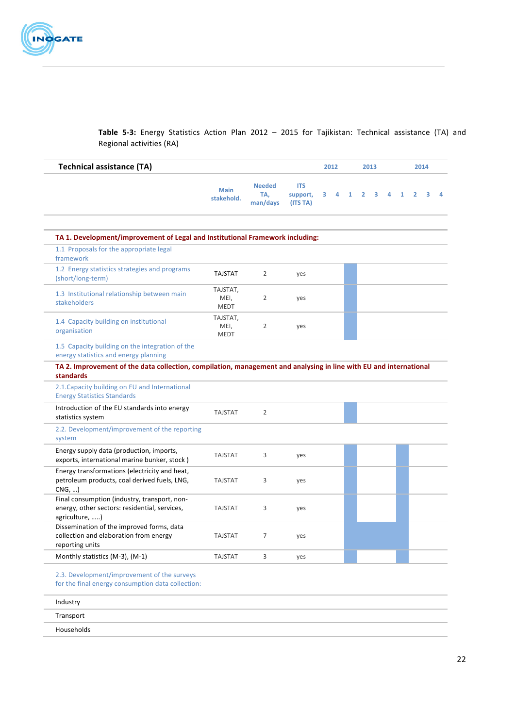**Table 5-3:** Energy Statistics Action Plan 2012 – 2015 for Tajikistan: Technical assistance (TA) and Regional activities (RA)

| **Technical assistance (TA)** | | | | 2012 | | 2013 | | | | 2014 | | | |
|---|---|---|---|---|---|---|---|---|---|---|---|---|---|
| | Main stakehold. | Needed TA, man/days | ITS support, (ITS TA) | 3 | 4 | 1 | 2 | 3 | 4 | 1 | 2 | 3 | 4 |
| **TA 1. Development/improvement of Legal and Institutional Framework including:** | | | | | | | | | | | | | |
| 1.1 Proposals for the appropriate legal framework | | | | | | | | | | | | | |
| 1.2 Energy statistics strategies and programs (short/long-term) | TAJSTAT | 2 | yes | | | ■ | | | | | | | |
| 1.3 Institutional relationship between main stakeholders | TAJSTAT, MEI, MEDT | 2 | yes | | | ■ | | | | | | | |
| 1.4 Capacity building on institutional organisation | TAJSTAT, MEI, MEDT | 2 | yes | | | ■ | | | | | | | |
| 1.5 Capacity building on the integration of the energy statistics and energy planning | | | | | | | | | | | | | |
| **TA 2. Improvement of the data collection, compilation, management and analysing in line with EU and international standards** | | | | | | | | | | | | | |
| 2.1.Capacity building on EU and International Energy Statistics Standards | | | | | | | | | | | | | |
| Introduction of the EU standards into energy statistics system | TAJSTAT | 2 | | | | ■ | | | | | | | |
| 2.2. Development/improvement of the reporting system | | | | | | | | | | | | | |
| Energy supply data (production, imports, exports, international marine bunker, stock ) | TAJSTAT | 3 | yes | | | ■ | | | | ■ | | | |
| Energy transformations (electricity and heat, petroleum products, coal derived fuels, LNG, CNG, …) | TAJSTAT | 3 | yes | | | ■ | | | | ■ | | | |
| Final consumption (industry, transport, non-energy, other sectors: residential, services, agriculture, …..) | TAJSTAT | 3 | yes | | | ■ | | | | ■ | | | |
| Dissemination of the improved forms, data collection and elaboration from energy reporting units | TAJSTAT | 7 | yes | | | ■ | ■ | ■ | ■ | ■ | | | |
| Monthly statistics (M-3), (M-1) | TAJSTAT | 3 | yes | | | ■ | | | | ■ | | | |
| 2.3. Development/improvement of the surveys for the final energy consumption data collection: | | | | | | | | | | | | | |
| Industry | | | | | | | | | | | | | |
| Transport | | | | | | | | | | | | | |
| Households | | | | | | | | | | | | | |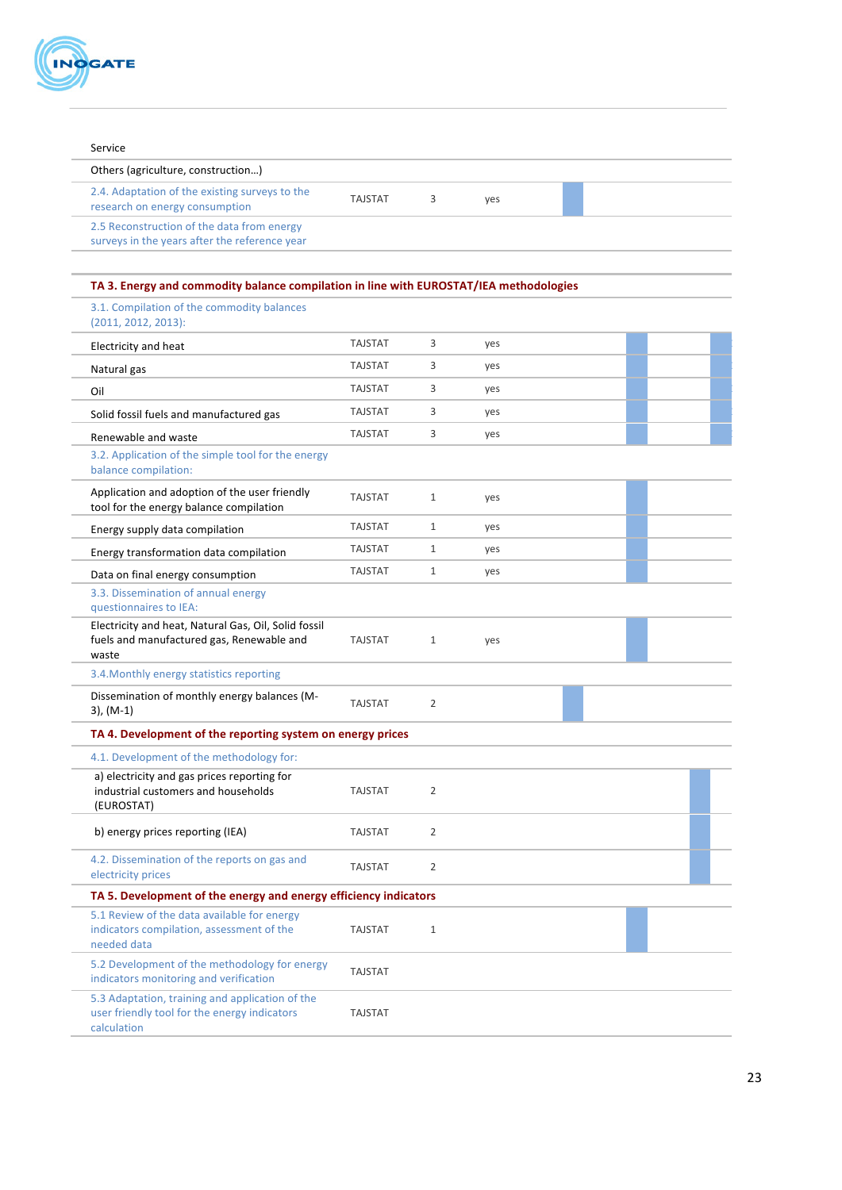| | | | | |
|---|---|---|---|---|
| Service | | | | |
| Others (agriculture, construction…) | | | | |
| 2.4. Adaptation of the existing surveys to the research on energy consumption | TAJSTAT | 3 | yes | |
| 2.5 Reconstruction of the data from energy surveys in the years after the reference year | | | | |
| **TA 3. Energy and commodity balance compilation in line with EUROSTAT/IEA methodologies** | | | | |
| 3.1. Compilation of the commodity balances (2011, 2012, 2013): | | | | |
| Electricity and heat | TAJSTAT | 3 | yes | |
| Natural gas | TAJSTAT | 3 | yes | |
| Oil | TAJSTAT | 3 | yes | |
| Solid fossil fuels and manufactured gas | TAJSTAT | 3 | yes | |
| Renewable and waste | TAJSTAT | 3 | yes | |
| 3.2. Application of the simple tool for the energy balance compilation: | | | | |
| Application and adoption of the user friendly tool for the energy balance compilation | TAJSTAT | 1 | yes | |
| Energy supply data compilation | TAJSTAT | 1 | yes | |
| Energy transformation data compilation | TAJSTAT | 1 | yes | |
| Data on final energy consumption | TAJSTAT | 1 | yes | |
| 3.3. Dissemination of annual energy questionnaires to IEA: | | | | |
| Electricity and heat, Natural Gas, Oil, Solid fossil fuels and manufactured gas, Renewable and waste | TAJSTAT | 1 | yes | |
| 3.4.Monthly energy statistics reporting | | | | |
| Dissemination of monthly energy balances (M-3), (M-1) | TAJSTAT | 2 | | |
| **TA 4. Development of the reporting system on energy prices** | | | | |
| 4.1. Development of the methodology for: | | | | |
| a) electricity and gas prices reporting for industrial customers and households (EUROSTAT) | TAJSTAT | 2 | | |
| b) energy prices reporting (IEA) | TAJSTAT | 2 | | |
| 4.2. Dissemination of the reports on gas and electricity prices | TAJSTAT | 2 | | |
| **TA 5. Development of the energy and energy efficiency indicators** | | | | |
| 5.1 Review of the data available for energy indicators compilation, assessment of the needed data | TAJSTAT | 1 | | |
| 5.2 Development of the methodology for energy indicators monitoring and verification | TAJSTAT | | | |
| 5.3 Adaptation, training and application of the user friendly tool for the energy indicators calculation | TAJSTAT | | | |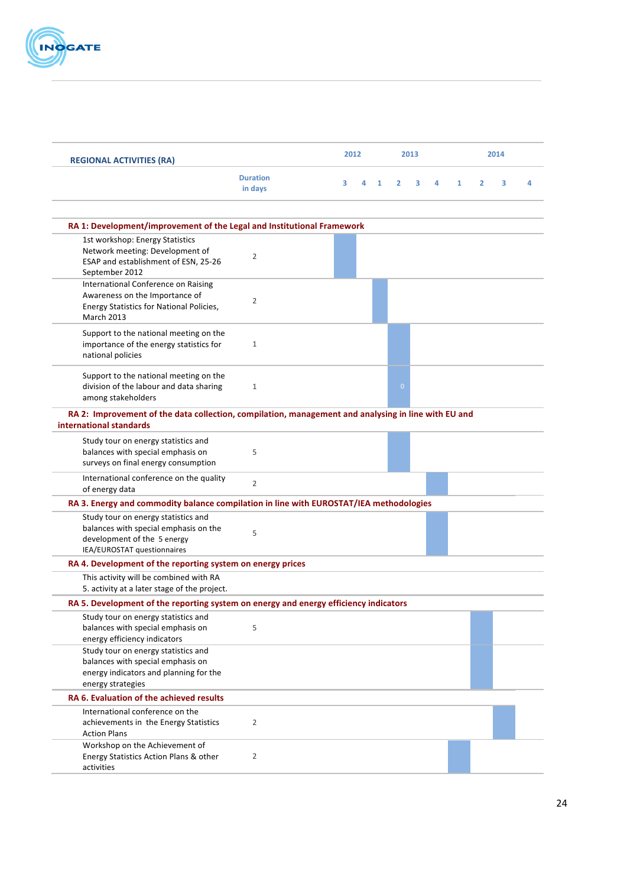| REGIONAL ACTIVITIES (RA) | | 2012 | | 2013 | | | | 2014 | | | |
|---|---|---|---|---|---|---|---|---|---|---|---|
| | Duration in days | 3 | 4 | 1 | 2 | 3 | 4 | 1 | 2 | 3 | 4 |
| **RA 1: Development/improvement of the Legal and Institutional Framework** | | | | | | | | | | | |
| 1st workshop: Energy Statistics Network meeting: Development of ESAP and establishment of ESN, 25-26 September 2012 | 2 | X | | | | | | | | | |
| International Conference on Raising Awareness on the Importance of Energy Statistics for National Policies, March 2013 | 2 | | | X | | | | | | | |
| Support to the national meeting on the importance of the energy statistics for national policies | 1 | | | | X | | | | | | |
| Support to the national meeting on the division of the labour and data sharing among stakeholders | 1 | | | | X (0) | | | | | | |
| **RA 2: Improvement of the data collection, compilation, management and analysing in line with EU and international standards** | | | | | | | | | | | |
| Study tour on energy statistics and balances with special emphasis on surveys on final energy consumption | 5 | | | | X | | | | | | |
| International conference on the quality of energy data | 2 | | | | | | X | | | | |
| **RA 3. Energy and commodity balance compilation in line with EUROSTAT/IEA methodologies** | | | | | | | | | | | |
| Study tour on energy statistics and balances with special emphasis on the development of the 5 energy IEA/EUROSTAT questionnaires | 5 | | | | | | X | | | | |
| **RA 4. Development of the reporting system on energy prices** | | | | | | | | | | | |
| This activity will be combined with RA 5. activity at a later stage of the project. | | | | | | | | | | | |
| **RA 5. Development of the reporting system on energy and energy efficiency indicators** | | | | | | | | | | | |
| Study tour on energy statistics and balances with special emphasis on energy efficiency indicators | 5 | | | | | | | | X | | |
| Study tour on energy statistics and balances with special emphasis on energy indicators and planning for the energy strategies | | | | | | | | | X | | |
| **RA 6. Evaluation of the achieved results** | | | | | | | | | | | |
| International conference on the achievements in the Energy Statistics Action Plans | 2 | | | | | | | | | X | |
| Workshop on the Achievement of Energy Statistics Action Plans & other activities | 2 | | | | | | | X | | | |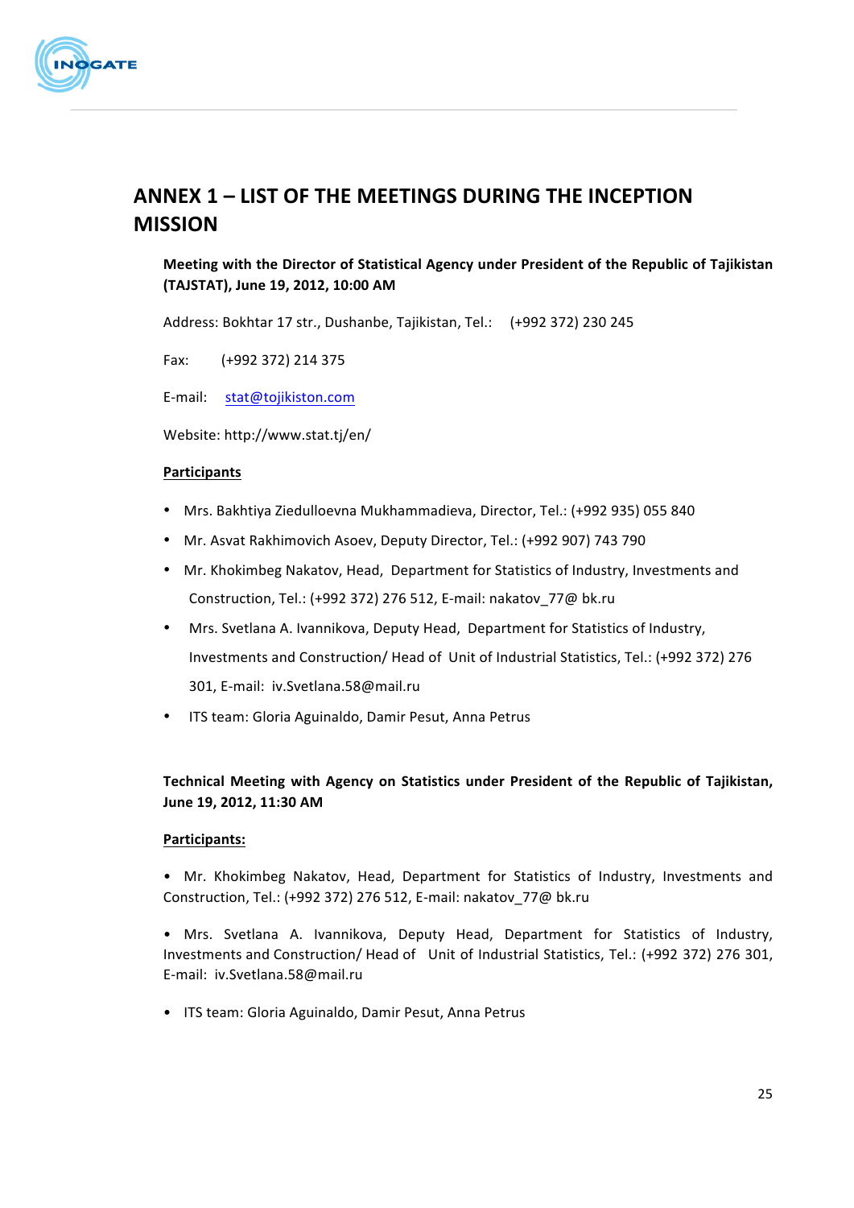# ANNEX 1 – LIST OF THE MEETINGS DURING THE INCEPTION MISSION

**Meeting with the Director of Statistical Agency under President of the Republic of Tajikistan (TAJSTAT), June 19, 2012, 10:00 AM**

Address: Bokhtar 17 str., Dushanbe, Tajikistan, Tel.: (+992 372) 230 245

Fax: (+992 372) 214 375

E-mail: stat@tojikiston.com

Website: http://www.stat.tj/en/

**Participants**

- Mrs. Bakhtiya Ziedulloevna Mukhammadieva, Director, Tel.: (+992 935) 055 840
- Mr. Asvat Rakhimovich Asoev, Deputy Director, Tel.: (+992 907) 743 790
- Mr. Khokimbeg Nakatov, Head, Department for Statistics of Industry, Investments and Construction, Tel.: (+992 372) 276 512, E-mail: nakatov_77@ bk.ru
- Mrs. Svetlana A. Ivannikova, Deputy Head, Department for Statistics of Industry, Investments and Construction/ Head of Unit of Industrial Statistics, Tel.: (+992 372) 276 301, E-mail: iv.Svetlana.58@mail.ru
- ITS team: Gloria Aguinaldo, Damir Pesut, Anna Petrus

**Technical Meeting with Agency on Statistics under President of the Republic of Tajikistan, June 19, 2012, 11:30 AM**

**Participants:**

- Mr. Khokimbeg Nakatov, Head, Department for Statistics of Industry, Investments and Construction, Tel.: (+992 372) 276 512, E-mail: nakatov_77@ bk.ru
- Mrs. Svetlana A. Ivannikova, Deputy Head, Department for Statistics of Industry, Investments and Construction/ Head of Unit of Industrial Statistics, Tel.: (+992 372) 276 301, E-mail: iv.Svetlana.58@mail.ru
- ITS team: Gloria Aguinaldo, Damir Pesut, Anna Petrus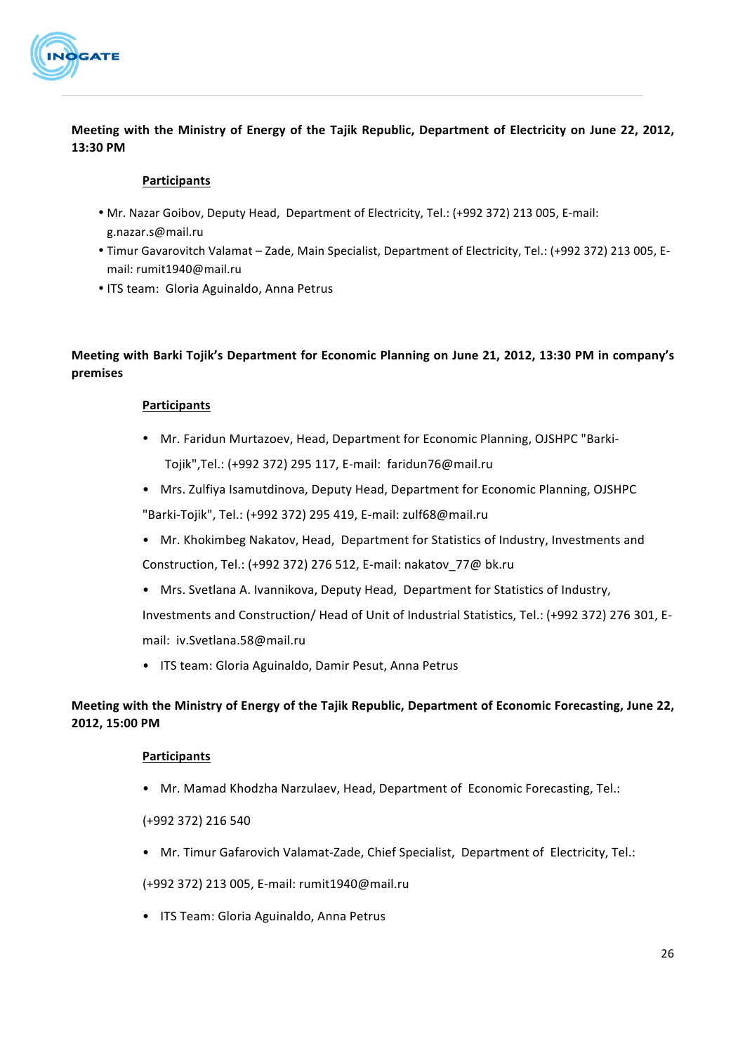**Meeting with the Ministry of Energy of the Tajik Republic, Department of Electricity on June 22, 2012, 13:30 PM**

**Participants**

- Mr. Nazar Goibov, Deputy Head, Department of Electricity, Tel.: (+992 372) 213 005, E-mail: g.nazar.s@mail.ru
- Timur Gavarovitch Valamat – Zade, Main Specialist, Department of Electricity, Tel.: (+992 372) 213 005, E-mail: rumit1940@mail.ru
- ITS team: Gloria Aguinaldo, Anna Petrus

**Meeting with Barki Tojik's Department for Economic Planning on June 21, 2012, 13:30 PM in company's premises**

**Participants**

- Mr. Faridun Murtazoev, Head, Department for Economic Planning, OJSHPC "Barki-Tojik",Tel.: (+992 372) 295 117, E-mail: faridun76@mail.ru
- Mrs. Zulfiya Isamutdinova, Deputy Head, Department for Economic Planning, OJSHPC "Barki-Tojik", Tel.: (+992 372) 295 419, E-mail: zulf68@mail.ru
- Mr. Khokimbeg Nakatov, Head, Department for Statistics of Industry, Investments and Construction, Tel.: (+992 372) 276 512, E-mail: nakatov_77@ bk.ru
- Mrs. Svetlana A. Ivannikova, Deputy Head, Department for Statistics of Industry, Investments and Construction/ Head of Unit of Industrial Statistics, Tel.: (+992 372) 276 301, E-mail: iv.Svetlana.58@mail.ru
- ITS team: Gloria Aguinaldo, Damir Pesut, Anna Petrus

**Meeting with the Ministry of Energy of the Tajik Republic, Department of Economic Forecasting, June 22, 2012, 15:00 PM**

**Participants**

- Mr. Mamad Khodzha Narzulaev, Head, Department of Economic Forecasting, Tel.: (+992 372) 216 540
- Mr. Timur Gafarovich Valamat-Zade, Chief Specialist, Department of Electricity, Tel.: (+992 372) 213 005, E-mail: rumit1940@mail.ru
- ITS Team: Gloria Aguinaldo, Anna Petrus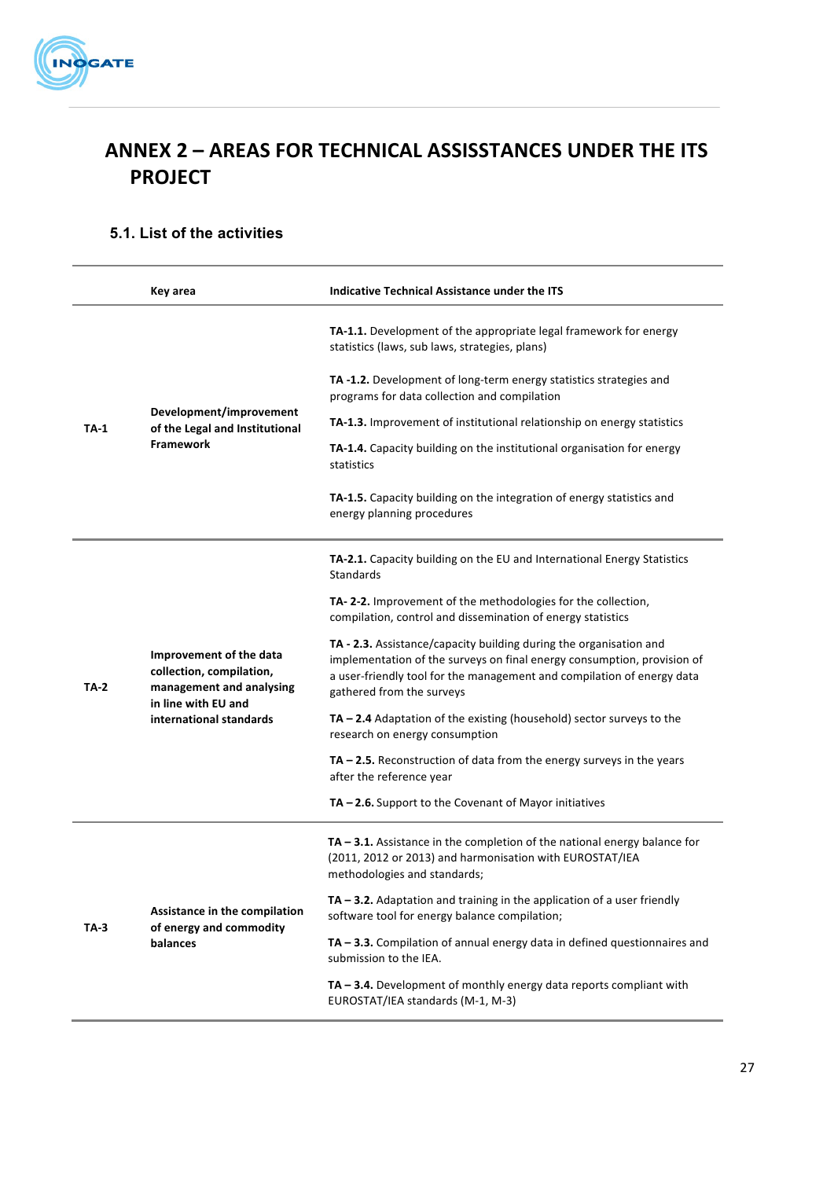# ANNEX 2 – AREAS FOR TECHNICAL ASSISSTANCES UNDER THE ITS PROJECT

## 5.1. List of the activities

| | Key area | Indicative Technical Assistance under the ITS |
|---|---|---|
| TA-1 | **Development/improvement of the Legal and Institutional Framework** | **TA-1.1.** Development of the appropriate legal framework for energy statistics (laws, sub laws, strategies, plans) |
| | | **TA -1.2.** Development of long-term energy statistics strategies and programs for data collection and compilation |
| | | **TA-1.3.** Improvement of institutional relationship on energy statistics |
| | | **TA-1.4.** Capacity building on the institutional organisation for energy statistics |
| | | **TA-1.5.** Capacity building on the integration of energy statistics and energy planning procedures |
| TA-2 | **Improvement of the data collection, compilation, management and analysing in line with EU and international standards** | **TA-2.1.** Capacity building on the EU and International Energy Statistics Standards |
| | | **TA- 2-2.** Improvement of the methodologies for the collection, compilation, control and dissemination of energy statistics |
| | | **TA - 2.3.** Assistance/capacity building during the organisation and implementation of the surveys on final energy consumption, provision of a user-friendly tool for the management and compilation of energy data gathered from the surveys |
| | | **TA – 2.4** Adaptation of the existing (household) sector surveys to the research on energy consumption |
| | | **TA – 2.5.** Reconstruction of data from the energy surveys in the years after the reference year |
| | | **TA – 2.6.** Support to the Covenant of Mayor initiatives |
| TA-3 | **Assistance in the compilation of energy and commodity balances** | **TA – 3.1.** Assistance in the completion of the national energy balance for (2011, 2012 or 2013) and harmonisation with EUROSTAT/IEA methodologies and standards; |
| | | **TA – 3.2.** Adaptation and training in the application of a user friendly software tool for energy balance compilation; |
| | | **TA – 3.3.** Compilation of annual energy data in defined questionnaires and submission to the IEA. |
| | | **TA – 3.4.** Development of monthly energy data reports compliant with EUROSTAT/IEA standards (M-1, M-3) |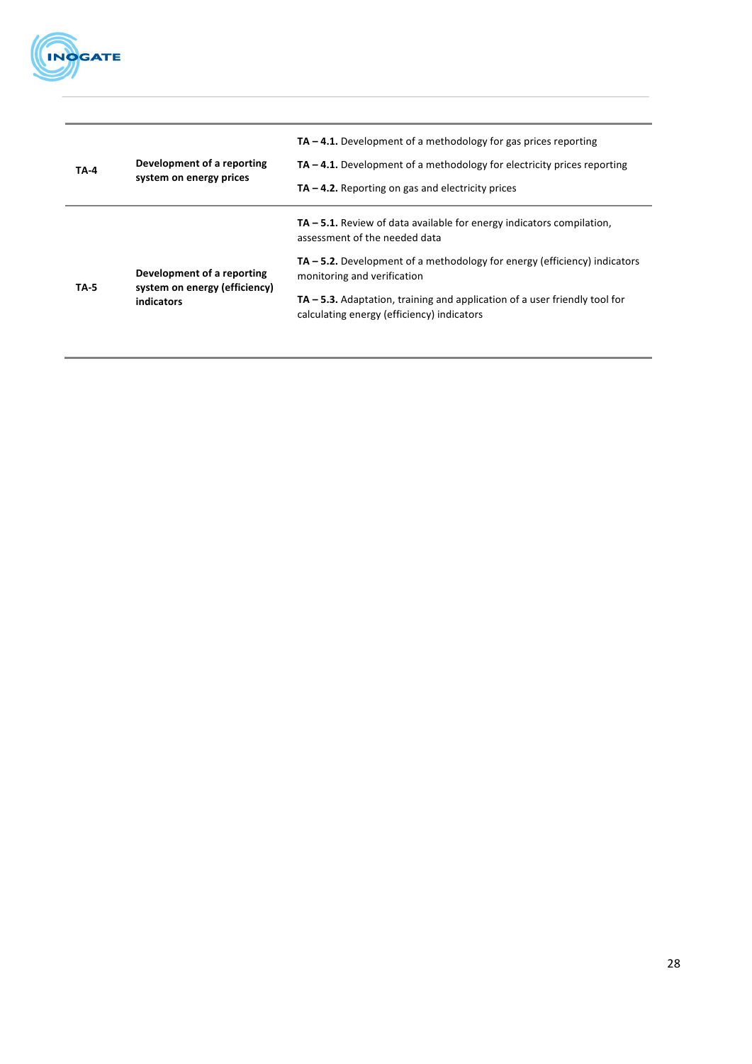| | | |
|---|---|---|
| **TA-4** | **Development of a reporting system on energy prices** | **TA – 4.1.** Development of a methodology for gas prices reporting<br>**TA – 4.1.** Development of a methodology for electricity prices reporting<br>**TA – 4.2.** Reporting on gas and electricity prices |
| **TA-5** | **Development of a reporting system on energy (efficiency) indicators** | **TA – 5.1.** Review of data available for energy indicators compilation, assessment of the needed data<br>**TA – 5.2.** Development of a methodology for energy (efficiency) indicators monitoring and verification<br>**TA – 5.3.** Adaptation, training and application of a user friendly tool for calculating energy (efficiency) indicators |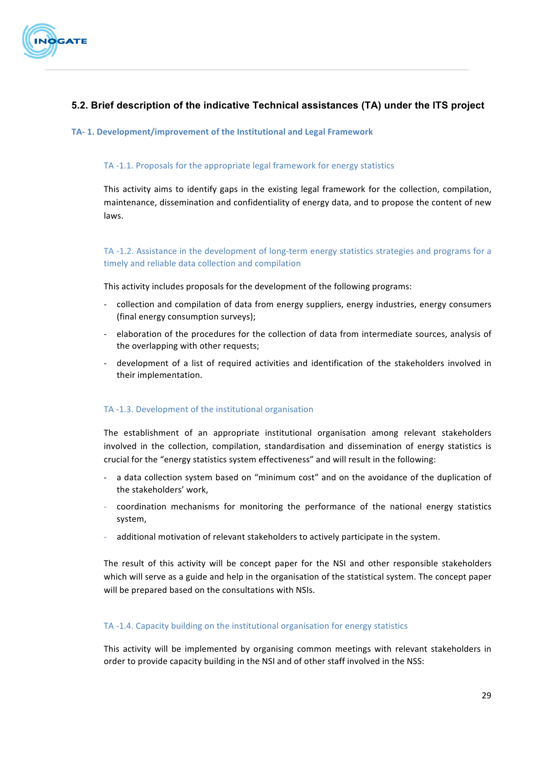## 5.2. Brief description of the indicative Technical assistances (TA) under the ITS project

### TA- 1. Development/improvement of the Institutional and Legal Framework

#### TA -1.1. Proposals for the appropriate legal framework for energy statistics

This activity aims to identify gaps in the existing legal framework for the collection, compilation, maintenance, dissemination and confidentiality of energy data, and to propose the content of new laws.

#### TA -1.2. Assistance in the development of long-term energy statistics strategies and programs for a timely and reliable data collection and compilation

This activity includes proposals for the development of the following programs:

- collection and compilation of data from energy suppliers, energy industries, energy consumers (final energy consumption surveys);
- elaboration of the procedures for the collection of data from intermediate sources, analysis of the overlapping with other requests;
- development of a list of required activities and identification of the stakeholders involved in their implementation.

#### TA -1.3. Development of the institutional organisation

The establishment of an appropriate institutional organisation among relevant stakeholders involved in the collection, compilation, standardisation and dissemination of energy statistics is crucial for the “energy statistics system effectiveness” and will result in the following:

- a data collection system based on “minimum cost” and on the avoidance of the duplication of the stakeholders’ work,
- coordination mechanisms for monitoring the performance of the national energy statistics system,
- additional motivation of relevant stakeholders to actively participate in the system.

The result of this activity will be concept paper for the NSI and other responsible stakeholders which will serve as a guide and help in the organisation of the statistical system. The concept paper will be prepared based on the consultations with NSIs.

#### TA -1.4. Capacity building on the institutional organisation for energy statistics

This activity will be implemented by organising common meetings with relevant stakeholders in order to provide capacity building in the NSI and of other staff involved in the NSS: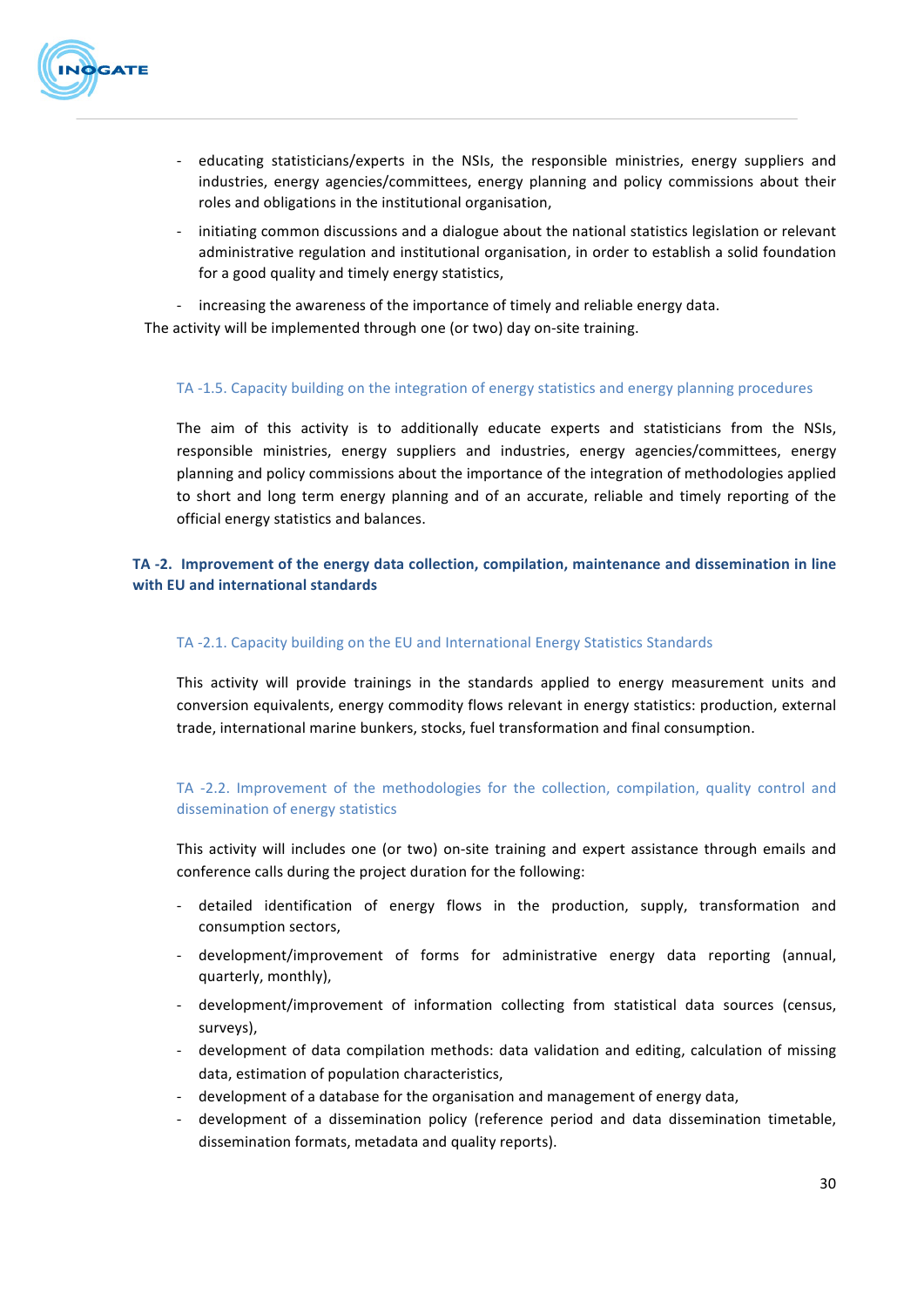- educating statisticians/experts in the NSIs, the responsible ministries, energy suppliers and industries, energy agencies/committees, energy planning and policy commissions about their roles and obligations in the institutional organisation,
- initiating common discussions and a dialogue about the national statistics legislation or relevant administrative regulation and institutional organisation, in order to establish a solid foundation for a good quality and timely energy statistics,
- increasing the awareness of the importance of timely and reliable energy data.

The activity will be implemented through one (or two) day on-site training.

### TA -1.5. Capacity building on the integration of energy statistics and energy planning procedures

The aim of this activity is to additionally educate experts and statisticians from the NSIs, responsible ministries, energy suppliers and industries, energy agencies/committees, energy planning and policy commissions about the importance of the integration of methodologies applied to short and long term energy planning and of an accurate, reliable and timely reporting of the official energy statistics and balances.

## TA -2. Improvement of the energy data collection, compilation, maintenance and dissemination in line with EU and international standards

### TA -2.1. Capacity building on the EU and International Energy Statistics Standards

This activity will provide trainings in the standards applied to energy measurement units and conversion equivalents, energy commodity flows relevant in energy statistics: production, external trade, international marine bunkers, stocks, fuel transformation and final consumption.

### TA -2.2. Improvement of the methodologies for the collection, compilation, quality control and dissemination of energy statistics

This activity will includes one (or two) on-site training and expert assistance through emails and conference calls during the project duration for the following:

- detailed identification of energy flows in the production, supply, transformation and consumption sectors,
- development/improvement of forms for administrative energy data reporting (annual, quarterly, monthly),
- development/improvement of information collecting from statistical data sources (census, surveys),
- development of data compilation methods: data validation and editing, calculation of missing data, estimation of population characteristics,
- development of a database for the organisation and management of energy data,
- development of a dissemination policy (reference period and data dissemination timetable, dissemination formats, metadata and quality reports).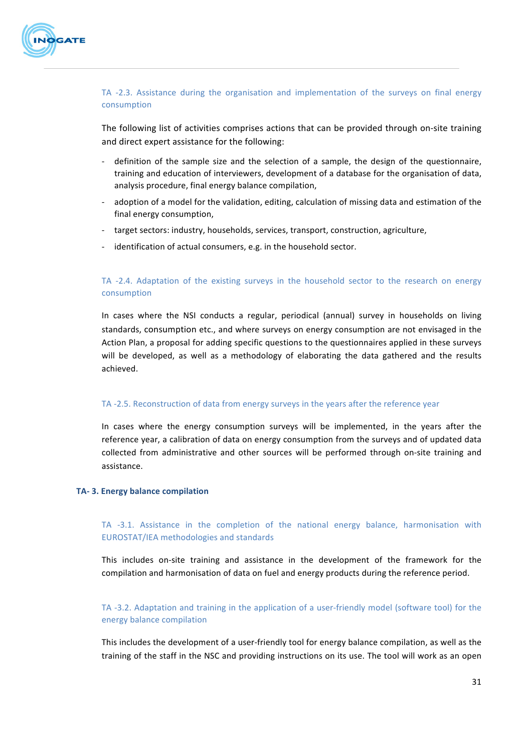#### TA -2.3. Assistance during the organisation and implementation of the surveys on final energy consumption

The following list of activities comprises actions that can be provided through on-site training and direct expert assistance for the following:

- definition of the sample size and the selection of a sample, the design of the questionnaire, training and education of interviewers, development of a database for the organisation of data, analysis procedure, final energy balance compilation,
- adoption of a model for the validation, editing, calculation of missing data and estimation of the final energy consumption,
- target sectors: industry, households, services, transport, construction, agriculture,
- identification of actual consumers, e.g. in the household sector.

#### TA -2.4. Adaptation of the existing surveys in the household sector to the research on energy consumption

In cases where the NSI conducts a regular, periodical (annual) survey in households on living standards, consumption etc., and where surveys on energy consumption are not envisaged in the Action Plan, a proposal for adding specific questions to the questionnaires applied in these surveys will be developed, as well as a methodology of elaborating the data gathered and the results achieved.

#### TA -2.5. Reconstruction of data from energy surveys in the years after the reference year

In cases where the energy consumption surveys will be implemented, in the years after the reference year, a calibration of data on energy consumption from the surveys and of updated data collected from administrative and other sources will be performed through on-site training and assistance.

### TA- 3. Energy balance compilation

#### TA -3.1. Assistance in the completion of the national energy balance, harmonisation with EUROSTAT/IEA methodologies and standards

This includes on-site training and assistance in the development of the framework for the compilation and harmonisation of data on fuel and energy products during the reference period.

#### TA -3.2. Adaptation and training in the application of a user-friendly model (software tool) for the energy balance compilation

This includes the development of a user-friendly tool for energy balance compilation, as well as the training of the staff in the NSC and providing instructions on its use. The tool will work as an open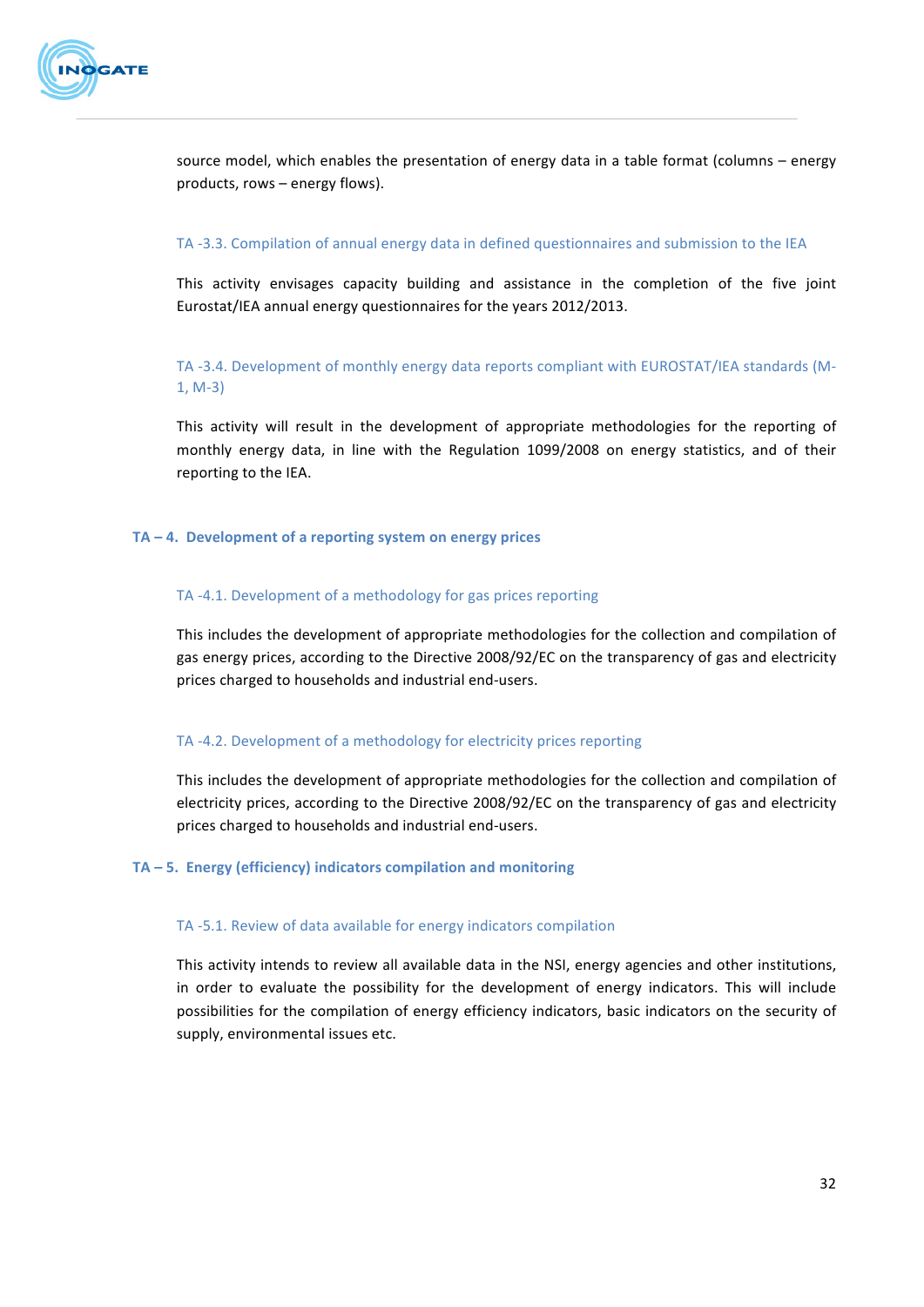source model, which enables the presentation of energy data in a table format (columns – energy products, rows – energy flows).

### TA -3.3. Compilation of annual energy data in defined questionnaires and submission to the IEA

This activity envisages capacity building and assistance in the completion of the five joint Eurostat/IEA annual energy questionnaires for the years 2012/2013.

### TA -3.4. Development of monthly energy data reports compliant with EUROSTAT/IEA standards (M-1, M-3)

This activity will result in the development of appropriate methodologies for the reporting of monthly energy data, in line with the Regulation 1099/2008 on energy statistics, and of their reporting to the IEA.

## TA – 4. Development of a reporting system on energy prices

### TA -4.1. Development of a methodology for gas prices reporting

This includes the development of appropriate methodologies for the collection and compilation of gas energy prices, according to the Directive 2008/92/EC on the transparency of gas and electricity prices charged to households and industrial end-users.

### TA -4.2. Development of a methodology for electricity prices reporting

This includes the development of appropriate methodologies for the collection and compilation of electricity prices, according to the Directive 2008/92/EC on the transparency of gas and electricity prices charged to households and industrial end-users.

## TA – 5. Energy (efficiency) indicators compilation and monitoring

### TA -5.1. Review of data available for energy indicators compilation

This activity intends to review all available data in the NSI, energy agencies and other institutions, in order to evaluate the possibility for the development of energy indicators. This will include possibilities for the compilation of energy efficiency indicators, basic indicators on the security of supply, environmental issues etc.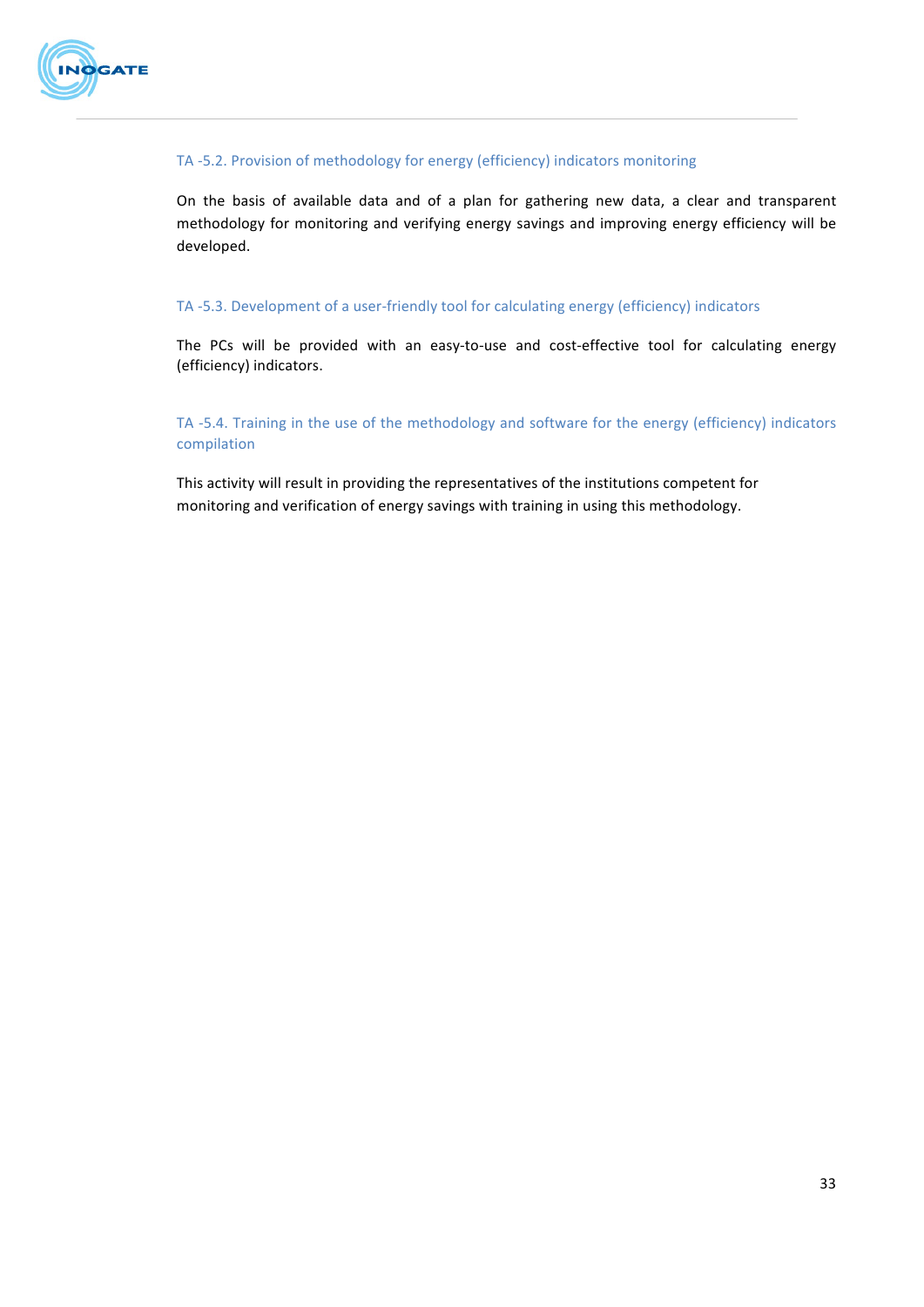### TA -5.2. Provision of methodology for energy (efficiency) indicators monitoring

On the basis of available data and of a plan for gathering new data, a clear and transparent methodology for monitoring and verifying energy savings and improving energy efficiency will be developed.

### TA -5.3. Development of a user-friendly tool for calculating energy (efficiency) indicators

The PCs will be provided with an easy-to-use and cost-effective tool for calculating energy (efficiency) indicators.

### TA -5.4. Training in the use of the methodology and software for the energy (efficiency) indicators compilation

This activity will result in providing the representatives of the institutions competent for monitoring and verification of energy savings with training in using this methodology.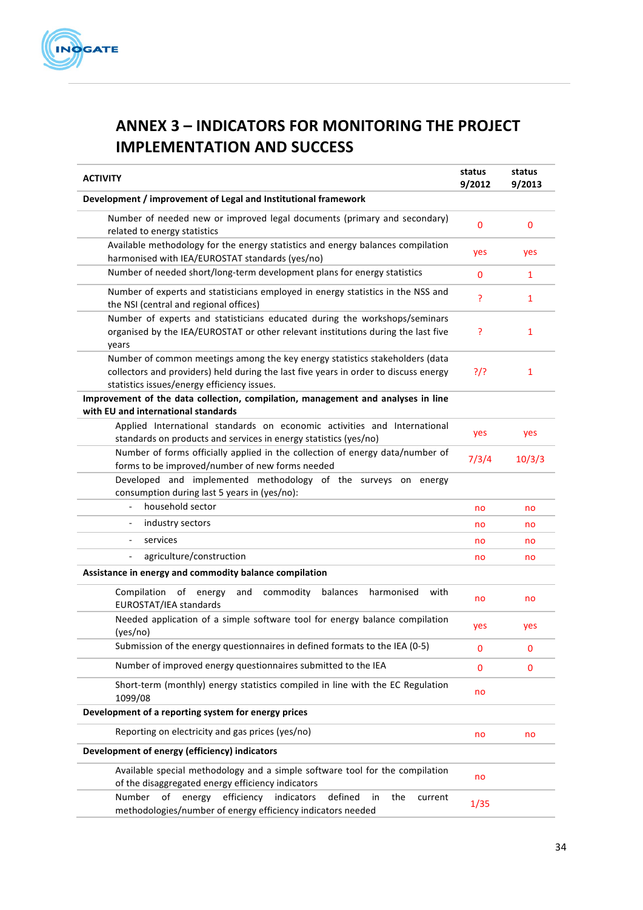## ANNEX 3 – INDICATORS FOR MONITORING THE PROJECT IMPLEMENTATION AND SUCCESS

| ACTIVITY | status 9/2012 | status 9/2013 |
|---|---|---|
| **Development / improvement of Legal and Institutional framework** | | |
| Number of needed new or improved legal documents (primary and secondary) related to energy statistics | 0 | 0 |
| Available methodology for the energy statistics and energy balances compilation harmonised with IEA/EUROSTAT standards (yes/no) | yes | yes |
| Number of needed short/long-term development plans for energy statistics | 0 | 1 |
| Number of experts and statisticians employed in energy statistics in the NSS and the NSI (central and regional offices) | ? | 1 |
| Number of experts and statisticians educated during the workshops/seminars organised by the IEA/EUROSTAT or other relevant institutions during the last five years | ? | 1 |
| Number of common meetings among the key energy statistics stakeholders (data collectors and providers) held during the last five years in order to discuss energy statistics issues/energy efficiency issues. | ?/? | 1 |
| **Improvement of the data collection, compilation, management and analyses in line with EU and international standards** | | |
| Applied International standards on economic activities and International standards on products and services in energy statistics (yes/no) | yes | yes |
| Number of forms officially applied in the collection of energy data/number of forms to be improved/number of new forms needed | 7/3/4 | 10/3/3 |
| Developed and implemented methodology of the surveys on energy consumption during last 5 years in (yes/no): | | |
| - household sector | no | no |
| - industry sectors | no | no |
| - services | no | no |
| - agriculture/construction | no | no |
| **Assistance in energy and commodity balance compilation** | | |
| Compilation of energy and commodity balances harmonised with EUROSTAT/IEA standards | no | no |
| Needed application of a simple software tool for energy balance compilation (yes/no) | yes | yes |
| Submission of the energy questionnaires in defined formats to the IEA (0-5) | 0 | 0 |
| Number of improved energy questionnaires submitted to the IEA | 0 | 0 |
| Short-term (monthly) energy statistics compiled in line with the EC Regulation 1099/08 | no | |
| **Development of a reporting system for energy prices** | | |
| Reporting on electricity and gas prices (yes/no) | no | no |
| **Development of energy (efficiency) indicators** | | |
| Available special methodology and a simple software tool for the compilation of the disaggregated energy efficiency indicators | no | |
| Number of energy efficiency indicators defined in the current methodologies/number of energy efficiency indicators needed | 1/35 | |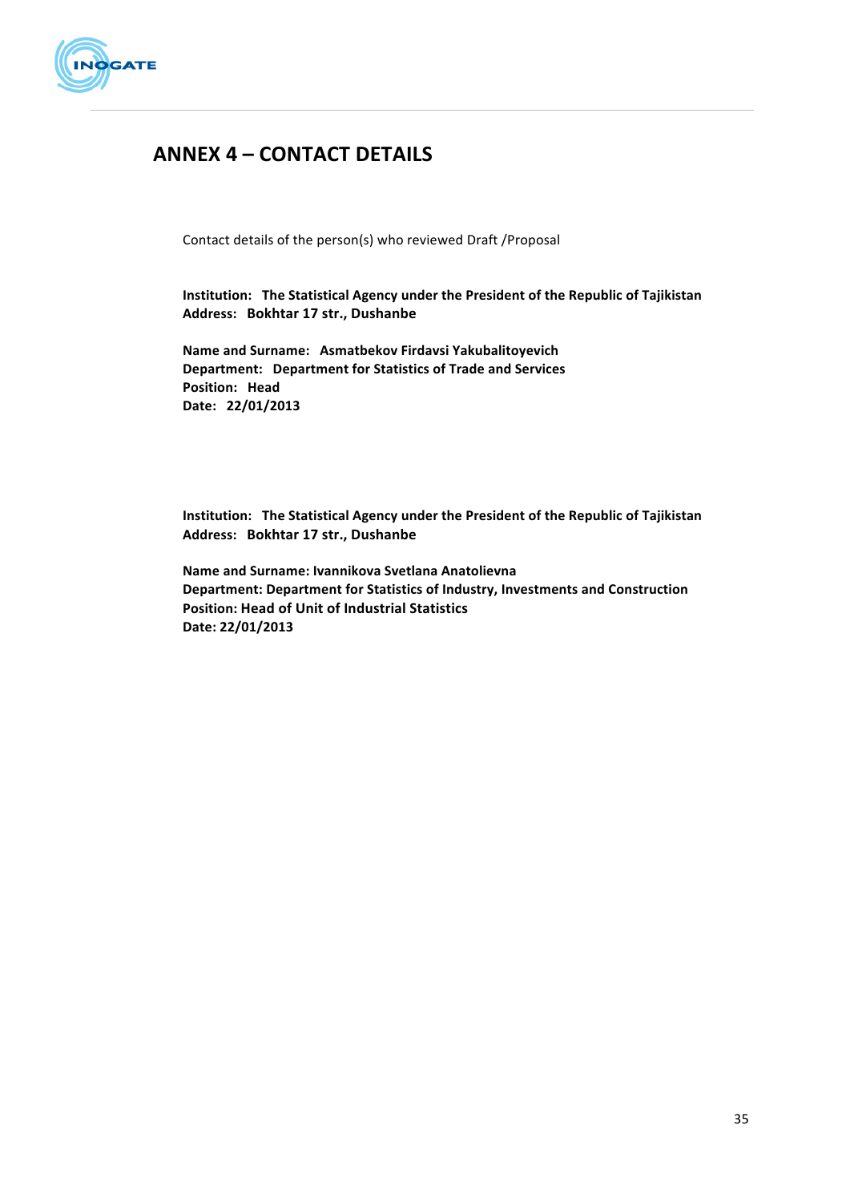# ANNEX 4 – CONTACT DETAILS

Contact details of the person(s) who reviewed Draft /Proposal

**Institution: The Statistical Agency under the President of the Republic of Tajikistan**
**Address: Bokhtar 17 str., Dushanbe**

**Name and Surname: Asmatbekov Firdavsi Yakubalitoyevich**
**Department: Department for Statistics of Trade and Services**
**Position: Head**
**Date: 22/01/2013**

**Institution: The Statistical Agency under the President of the Republic of Tajikistan**
**Address: Bokhtar 17 str., Dushanbe**

**Name and Surname: Ivannikova Svetlana Anatolievna**
**Department: Department for Statistics of Industry, Investments and Construction**
**Position: Head of Unit of Industrial Statistics**
**Date: 22/01/2013**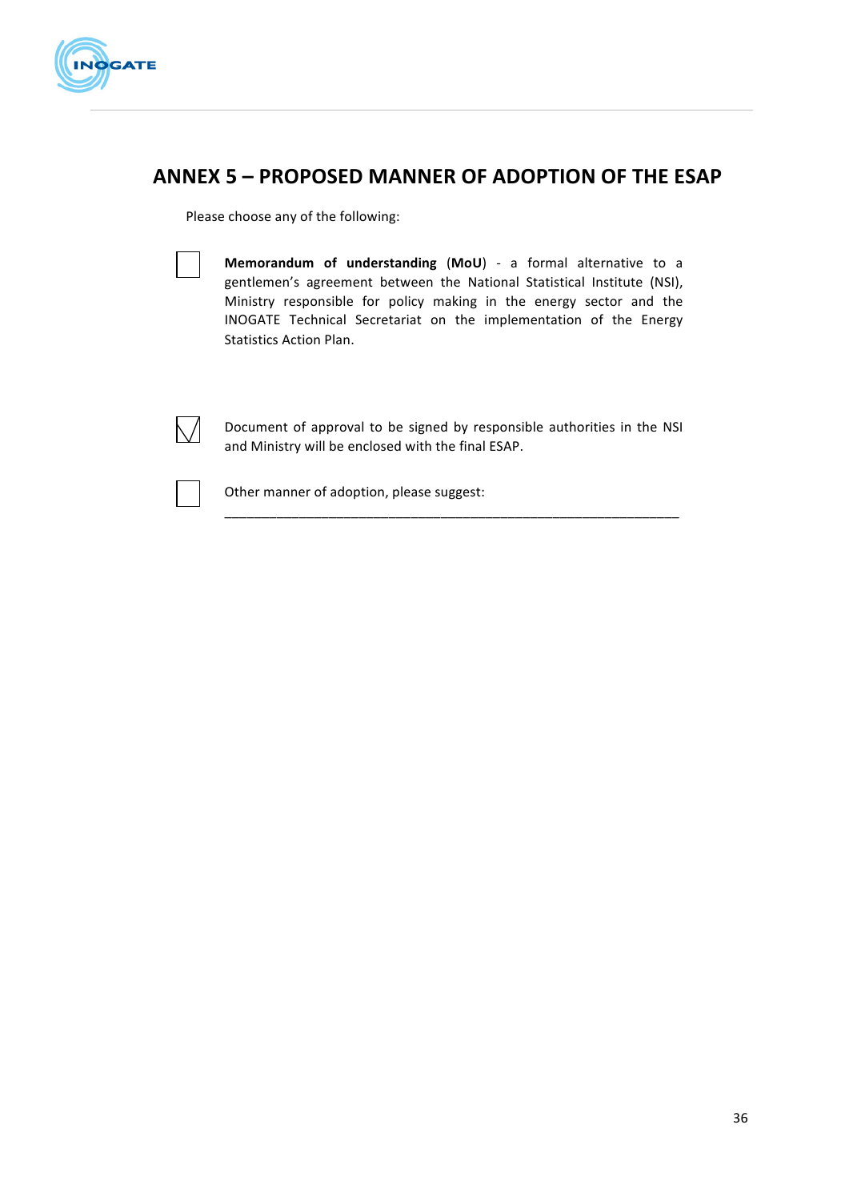# ANNEX 5 – PROPOSED MANNER OF ADOPTION OF THE ESAP

Please choose any of the following:

- [ ] **Memorandum of understanding** (**MoU**) - a formal alternative to a gentlemen's agreement between the National Statistical Institute (NSI), Ministry responsible for policy making in the energy sector and the INOGATE Technical Secretariat on the implementation of the Energy Statistics Action Plan.

- [x] Document of approval to be signed by responsible authorities in the NSI and Ministry will be enclosed with the final ESAP.

- [ ] Other manner of adoption, please suggest: ___________________________________________________________